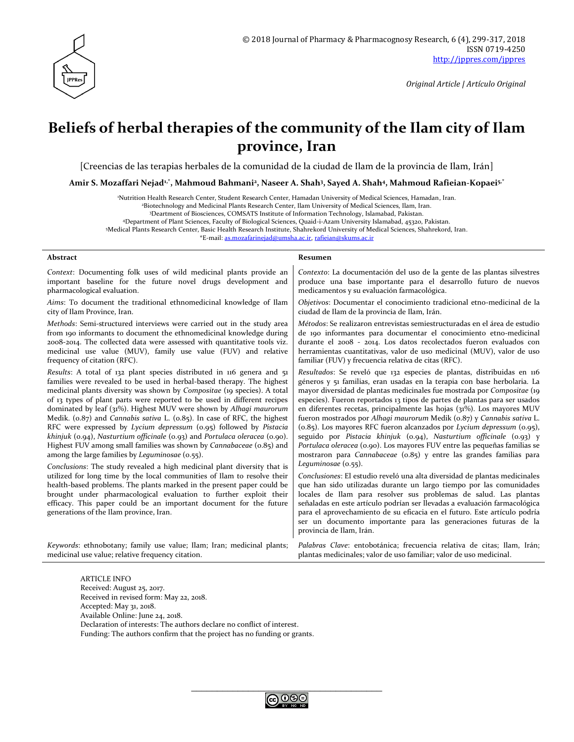© 2018 Journal of Pharmacy & Pharmacognosy Research, 6 (4), 299-317, 2018
ISSN 0719-4250
http://jppres.com/jppres

*Original Article | Artículo Original*

# Beliefs of herbal therapies of the community of the Ilam city of Ilam province, Iran

[Creencias de las terapias herbales de la comunidad de la ciudad de Ilam de la provincia de Ilam, Irán]

**Amir S. Mozaffari Nejad[1,*], Mahmoud Bahmani[2], Naseer A. Shah[3], Sayed A. Shah[4], Mahmoud Rafieian-Kopaei[5,*]**

[1]Nutrition Health Research Center, Student Research Center, Hamadan University of Medical Sciences, Hamadan, Iran.
[2]Biotechnology and Medicinal Plants Research Center, Ilam University of Medical Sciences, Ilam, Iran.
[3]Deartment of Biosciences, COMSATS Institute of Information Technology, Islamabad, Pakistan.
[4]Department of Plant Sciences, Faculty of Biological Sciences, Quaid-i-Azam University Islamabad, 45320, Pakistan.
[5]Medical Plants Research Center, Basic Health Research Institute, Shahrekord University of Medical Sciences, Shahrekord, Iran.
*E-mail: as.mozafarinejad@umsha.ac.ir, rafieian@skums.ac.ir

## Abstract

*Context*: Documenting folk uses of wild medicinal plants provide an important baseline for the future novel drugs development and pharmacological evaluation.

*Aims*: To document the traditional ethnomedicinal knowledge of Ilam city of Ilam Province, Iran.

*Methods*: Semi-structured interviews were carried out in the study area from 190 informants to document the ethnomedicinal knowledge during 2008-2014. The collected data were assessed with quantitative tools viz. medicinal use value (MUV), family use value (FUV) and relative frequency of citation (RFC).

*Results*: A total of 132 plant species distributed in 116 genera and 51 families were revealed to be used in herbal-based therapy. The highest medicinal plants diversity was shown by *Compositae* (19 species). A total of 13 types of plant parts were reported to be used in different recipes dominated by leaf (31%). Highest MUV were shown by *Alhagi maurorum* Medik. (0.87) and *Cannabis sativa* L. (0.85). In case of RFC, the highest RFC were expressed by *Lycium depressum* (0.95) followed by *Pistacia khinjuk* (0.94), *Nasturtium officinale* (0.93) and *Portulaca oleracea* (0.90). Highest FUV among small families was shown by *Cannabaceae* (0.85) and among the large families by *Leguminosae* (0.55).

*Conclusions*: The study revealed a high medicinal plant diversity that is utilized for long time by the local communities of Ilam to resolve their health-based problems. The plants marked in the present paper could be brought under pharmacological evaluation to further exploit their efficacy. This paper could be an important document for the future generations of the Ilam province, Iran.

*Keywords*: ethnobotany; family use value; Ilam; Iran; medicinal plants; medicinal use value; relative frequency citation.

## Resumen

*Contexto*: La documentación del uso de la gente de las plantas silvestres produce una base importante para el desarrollo futuro de nuevos medicamentos y su evaluación farmacológica.

*Objetivos*: Documentar el conocimiento tradicional etno-medicinal de la ciudad de Ilam de la provincia de Ilam, Irán.

*Métodos*: Se realizaron entrevistas semiestructuradas en el área de estudio de 190 informantes para documentar el conocimiento etno-medicinal durante el 2008 - 2014. Los datos recolectados fueron evaluados con herramientas cuantitativas, valor de uso medicinal (MUV), valor de uso familiar (FUV) y frecuencia relativa de citas (RFC).

*Resultados*: Se reveló que 132 especies de plantas, distribuidas en 116 géneros y 51 familias, eran usadas en la terapia con base herbolaria. La mayor diversidad de plantas medicinales fue mostrada por *Compositae* (19 especies). Fueron reportados 13 tipos de partes de plantas para ser usados en diferentes recetas, principalmente las hojas (31%). Los mayores MUV fueron mostrados por *Alhagi maurorum* Medik (0.87) y *Cannabis sativa* L. (0.85). Los mayores RFC fueron alcanzados por *Lycium depressum* (0.95), seguido por *Pistacia khinjuk* (0.94), *Nasturtium officinale* (0.93) y *Portulaca oleracea* (0.90). Los mayores FUV entre las pequeñas familias se mostraron para *Cannabaceae* (0.85) y entre las grandes familias para *Leguminosae* (0.55).

*Conclusiones*: El estudio reveló una alta diversidad de plantas medicinales que han sido utilizadas durante un largo tiempo por las comunidades locales de Ilam para resolver sus problemas de salud. Las plantas señaladas en este artículo podrían ser llevadas a evaluación farmacológica para el aprovechamiento de su eficacia en el futuro. Este artículo podría ser un documento importante para las generaciones futuras de la provincia de Ilam, Irán.

*Palabras Clave*: entobotánica; frecuencia relativa de citas; Ilam, Irán; plantas medicinales; valor de uso familiar; valor de uso medicinal.

ARTICLE INFO
Received: August 25, 2017.
Received in revised form: May 22, 2018.
Accepted: May 31, 2018.
Available Online: June 24, 2018.
Declaration of interests: The authors declare no conflict of interest.
Funding: The authors confirm that the project has no funding or grants.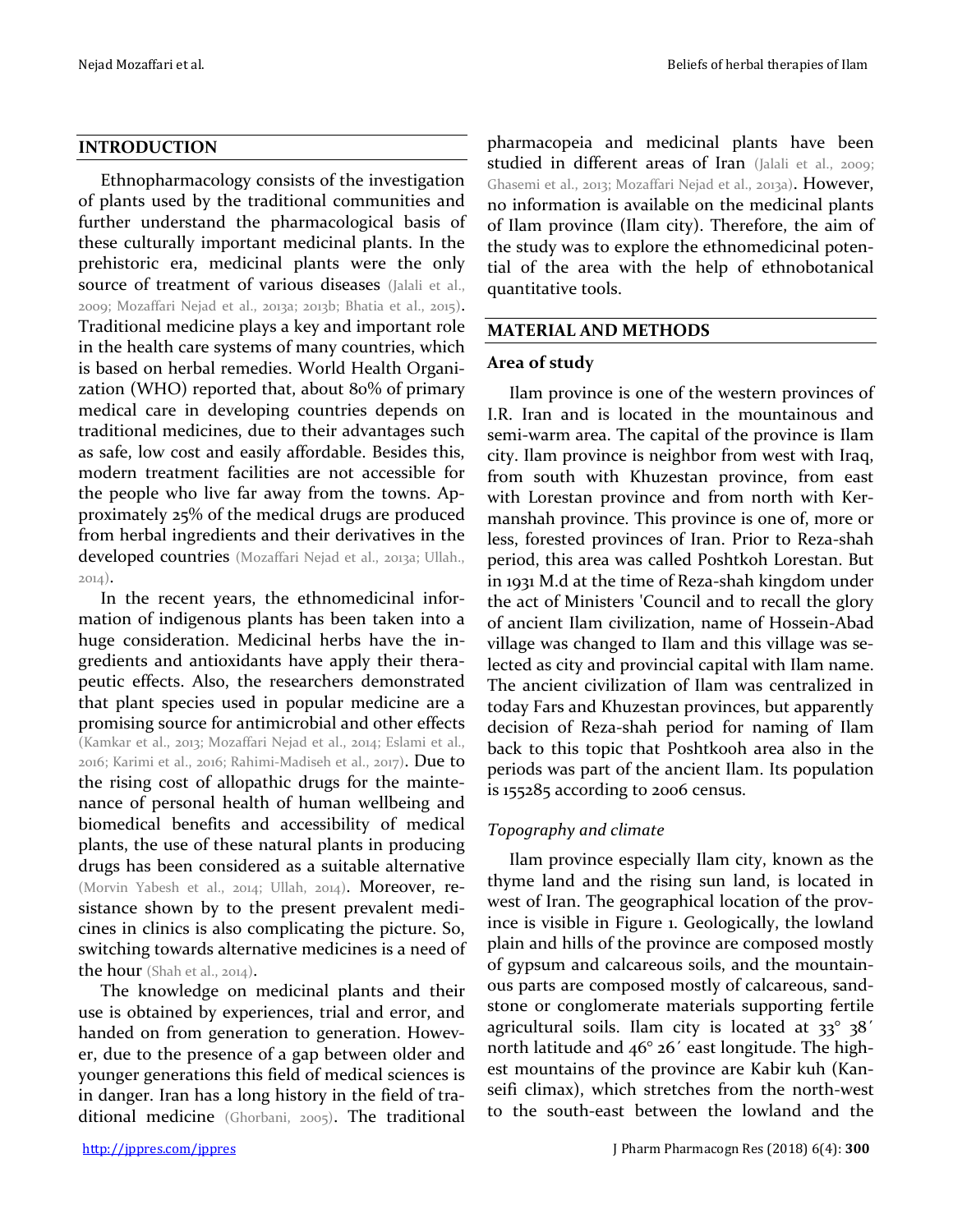## INTRODUCTION

Ethnopharmacology consists of the investigation of plants used by the traditional communities and further understand the pharmacological basis of these culturally important medicinal plants. In the prehistoric era, medicinal plants were the only source of treatment of various diseases (Jalali et al., 2009; Mozaffari Nejad et al., 2013a; 2013b; Bhatia et al., 2015). Traditional medicine plays a key and important role in the health care systems of many countries, which is based on herbal remedies. World Health Organization (WHO) reported that, about 80% of primary medical care in developing countries depends on traditional medicines, due to their advantages such as safe, low cost and easily affordable. Besides this, modern treatment facilities are not accessible for the people who live far away from the towns. Approximately 25% of the medical drugs are produced from herbal ingredients and their derivatives in the developed countries (Mozaffari Nejad et al., 2013a; Ullah., 2014).

In the recent years, the ethnomedicinal information of indigenous plants has been taken into a huge consideration. Medicinal herbs have the ingredients and antioxidants have apply their therapeutic effects. Also, the researchers demonstrated that plant species used in popular medicine are a promising source for antimicrobial and other effects (Kamkar et al., 2013; Mozaffari Nejad et al., 2014; Eslami et al., 2016; Karimi et al., 2016; Rahimi-Madiseh et al., 2017). Due to the rising cost of allopathic drugs for the maintenance of personal health of human wellbeing and biomedical benefits and accessibility of medical plants, the use of these natural plants in producing drugs has been considered as a suitable alternative (Morvin Yabesh et al., 2014; Ullah, 2014). Moreover, resistance shown by to the present prevalent medicines in clinics is also complicating the picture. So, switching towards alternative medicines is a need of the hour (Shah et al., 2014).

The knowledge on medicinal plants and their use is obtained by experiences, trial and error, and handed on from generation to generation. However, due to the presence of a gap between older and younger generations this field of medical sciences is in danger. Iran has a long history in the field of traditional medicine (Ghorbani, 2005). The traditional pharmacopeia and medicinal plants have been studied in different areas of Iran (Jalali et al., 2009; Ghasemi et al., 2013; Mozaffari Nejad et al., 2013a). However, no information is available on the medicinal plants of Ilam province (Ilam city). Therefore, the aim of the study was to explore the ethnomedicinal potential of the area with the help of ethnobotanical quantitative tools.

## MATERIAL AND METHODS

### Area of study

Ilam province is one of the western provinces of I.R. Iran and is located in the mountainous and semi-warm area. The capital of the province is Ilam city. Ilam province is neighbor from west with Iraq, from south with Khuzestan province, from east with Lorestan province and from north with Kermanshah province. This province is one of, more or less, forested provinces of Iran. Prior to Reza-shah period, this area was called Poshtkoh Lorestan. But in 1931 M.d at the time of Reza-shah kingdom under the act of Ministers 'Council and to recall the glory of ancient Ilam civilization, name of Hossein-Abad village was changed to Ilam and this village was selected as city and provincial capital with Ilam name. The ancient civilization of Ilam was centralized in today Fars and Khuzestan provinces, but apparently decision of Reza-shah period for naming of Ilam back to this topic that Poshtkooh area also in the periods was part of the ancient Ilam. Its population is 155285 according to 2006 census.

*Topography and climate*

Ilam province especially Ilam city, known as the thyme land and the rising sun land, is located in west of Iran. The geographical location of the province is visible in Figure 1. Geologically, the lowland plain and hills of the province are composed mostly of gypsum and calcareous soils, and the mountainous parts are composed mostly of calcareous, sandstone or conglomerate materials supporting fertile agricultural soils. Ilam city is located at 33° 38′ north latitude and 46° 26′ east longitude. The highest mountains of the province are Kabir kuh (Kanseifi climax), which stretches from the north-west to the south-east between the lowland and the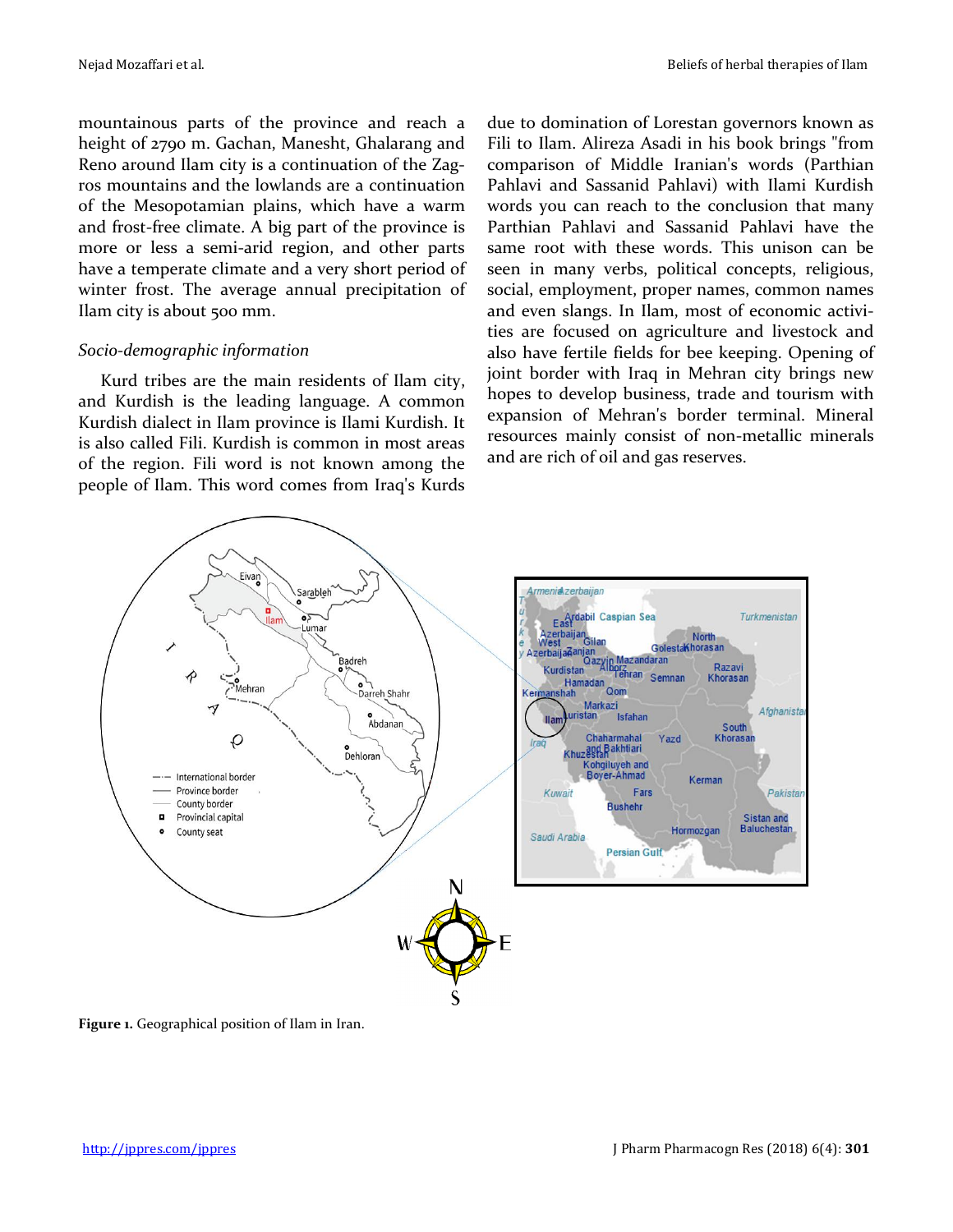mountainous parts of the province and reach a height of 2790 m. Gachan, Manesht, Ghalarang and Reno around Ilam city is a continuation of the Zagros mountains and the lowlands are a continuation of the Mesopotamian plains, which have a warm and frost-free climate. A big part of the province is more or less a semi-arid region, and other parts have a temperate climate and a very short period of winter frost. The average annual precipitation of Ilam city is about 500 mm.

*Socio-demographic information*

Kurd tribes are the main residents of Ilam city, and Kurdish is the leading language. A common Kurdish dialect in Ilam province is Ilami Kurdish. It is also called Fili. Kurdish is common in most areas of the region. Fili word is not known among the people of Ilam. This word comes from Iraq's Kurds due to domination of Lorestan governors known as Fili to Ilam. Alireza Asadi in his book brings "from comparison of Middle Iranian's words (Parthian Pahlavi and Sassanid Pahlavi) with Ilami Kurdish words you can reach to the conclusion that many Parthian Pahlavi and Sassanid Pahlavi have the same root with these words. This unison can be seen in many verbs, political concepts, religious, social, employment, proper names, common names and even slangs. In Ilam, most of economic activities are focused on agriculture and livestock and also have fertile fields for bee keeping. Opening of joint border with Iraq in Mehran city brings new hopes to develop business, trade and tourism with expansion of Mehran's border terminal. Mineral resources mainly consist of non-metallic minerals and are rich of oil and gas reserves.

**Figure 1.** Geographical position of Ilam in Iran.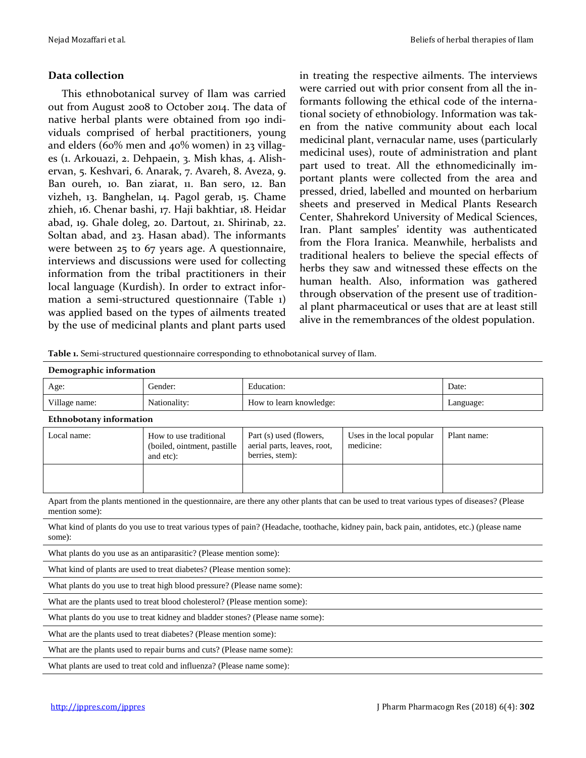## Data collection

This ethnobotanical survey of Ilam was carried out from August 2008 to October 2014. The data of native herbal plants were obtained from 190 individuals comprised of herbal practitioners, young and elders (60% men and 40% women) in 23 villages (1. Arkouazi, 2. Dehpaein, 3. Mish khas, 4. Alishervan, 5. Keshvari, 6. Anarak, 7. Avareh, 8. Aveza, 9. Ban oureh, 10. Ban ziarat, 11. Ban sero, 12. Ban vizheh, 13. Banghelan, 14. Pagol gerab, 15. Chame zhieh, 16. Chenar bashi, 17. Haji bakhtiar, 18. Heidar abad, 19. Ghale doleg, 20. Dartout, 21. Shirinab, 22. Soltan abad, and 23. Hasan abad). The informants were between 25 to 67 years age. A questionnaire, interviews and discussions were used for collecting information from the tribal practitioners in their local language (Kurdish). In order to extract information a semi-structured questionnaire (Table 1) was applied based on the types of ailments treated by the use of medicinal plants and plant parts used in treating the respective ailments. The interviews were carried out with prior consent from all the informants following the ethical code of the international society of ethnobiology. Information was taken from the native community about each local medicinal plant, vernacular name, uses (particularly medicinal uses), route of administration and plant part used to treat. All the ethnomedicinally important plants were collected from the area and pressed, dried, labelled and mounted on herbarium sheets and preserved in Medical Plants Research Center, Shahrekord University of Medical Sciences, Iran. Plant samples' identity was authenticated from the Flora Iranica. Meanwhile, herbalists and traditional healers to believe the special effects of herbs they saw and witnessed these effects on the human health. Also, information was gathered through observation of the present use of traditional plant pharmaceutical or uses that are at least still alive in the remembrances of the oldest population.

**Table 1.** Semi-structured questionnaire corresponding to ethnobotanical survey of Ilam.

**Demographic information**

| Age: | Gender: | Education: | Date: |
|---|---|---|---|
| Village name: | Nationality: | How to learn knowledge: | Language: |

**Ethnobotany information**

| Local name: | How to use traditional (boiled, ointment, pastille and etc): | Part (s) used (flowers, aerial parts, leaves, root, berries, stem): | Uses in the local popular medicine: | Plant name: |
|---|---|---|---|---|
| | | | | |

Apart from the plants mentioned in the questionnaire, are there any other plants that can be used to treat various types of diseases? (Please mention some):

What kind of plants do you use to treat various types of pain? (Headache, toothache, kidney pain, back pain, antidotes, etc.) (please name some):

What plants do you use as an antiparasitic? (Please mention some):

What kind of plants are used to treat diabetes? (Please mention some):

What plants do you use to treat high blood pressure? (Please name some):

What are the plants used to treat blood cholesterol? (Please mention some):

What plants do you use to treat kidney and bladder stones? (Please name some):

What are the plants used to treat diabetes? (Please mention some):

What are the plants used to repair burns and cuts? (Please name some):

What plants are used to treat cold and influenza? (Please name some):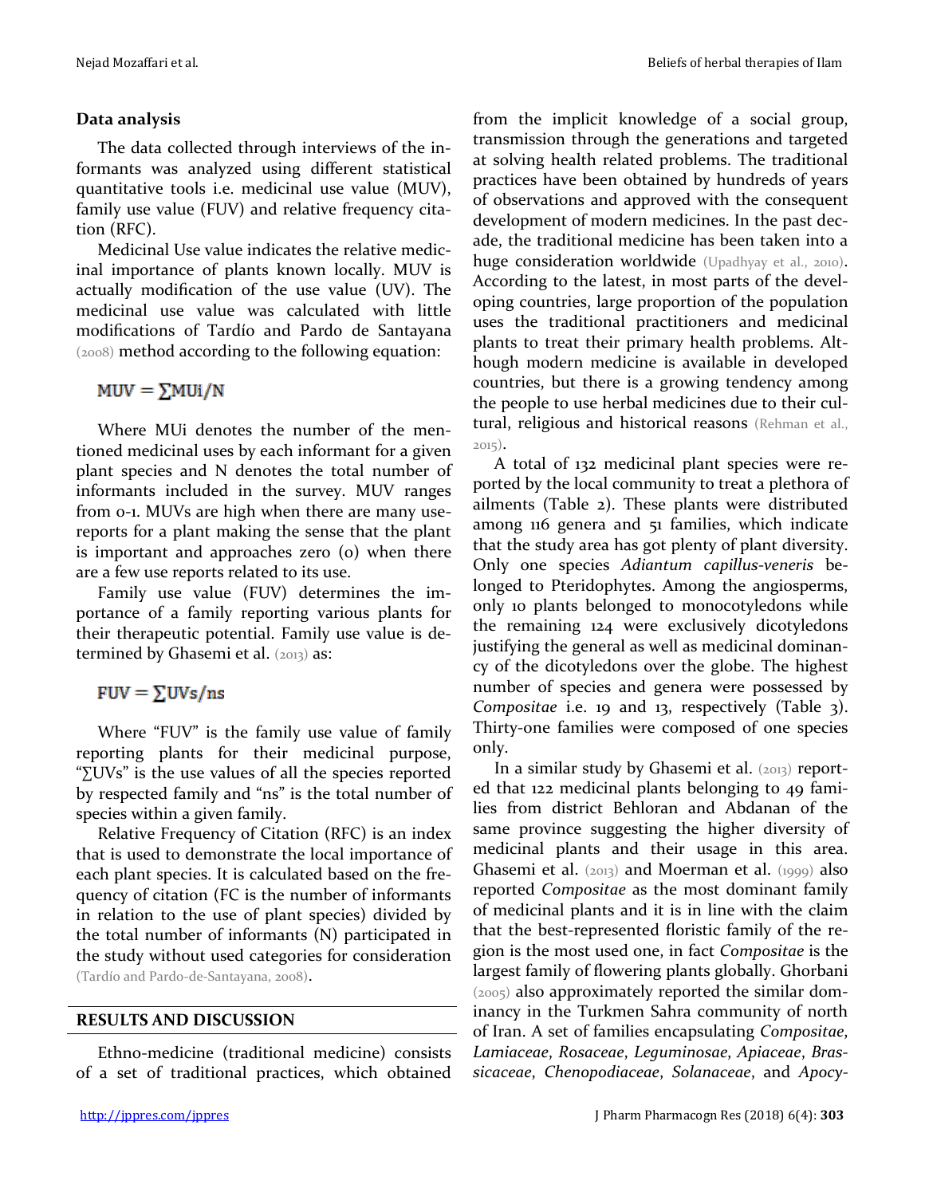### Data analysis

The data collected through interviews of the informants was analyzed using different statistical quantitative tools i.e. medicinal use value (MUV), family use value (FUV) and relative frequency citation (RFC).

Medicinal Use value indicates the relative medicinal importance of plants known locally. MUV is actually modification of the use value (UV). The medicinal use value was calculated with little modifications of Tardío and Pardo de Santayana (2008) method according to the following equation:

$$MUV = \sum MUi/N$$

Where MUi denotes the number of the mentioned medicinal uses by each informant for a given plant species and N denotes the total number of informants included in the survey. MUV ranges from 0-1. MUVs are high when there are many use-reports for a plant making the sense that the plant is important and approaches zero (0) when there are a few use reports related to its use.

Family use value (FUV) determines the importance of a family reporting various plants for their therapeutic potential. Family use value is determined by Ghasemi et al. (2013) as:

$$FUV = \sum UVs/ns$$

Where "FUV" is the family use value of family reporting plants for their medicinal purpose, "∑UVs" is the use values of all the species reported by respected family and "ns" is the total number of species within a given family.

Relative Frequency of Citation (RFC) is an index that is used to demonstrate the local importance of each plant species. It is calculated based on the frequency of citation (FC is the number of informants in relation to the use of plant species) divided by the total number of informants (N) participated in the study without used categories for consideration (Tardío and Pardo-de-Santayana, 2008).

## RESULTS AND DISCUSSION

Ethno-medicine (traditional medicine) consists of a set of traditional practices, which obtained from the implicit knowledge of a social group, transmission through the generations and targeted at solving health related problems. The traditional practices have been obtained by hundreds of years of observations and approved with the consequent development of modern medicines. In the past decade, the traditional medicine has been taken into a huge consideration worldwide (Upadhyay et al., 2010). According to the latest, in most parts of the developing countries, large proportion of the population uses the traditional practitioners and medicinal plants to treat their primary health problems. Although modern medicine is available in developed countries, but there is a growing tendency among the people to use herbal medicines due to their cultural, religious and historical reasons (Rehman et al., 2015).

A total of 132 medicinal plant species were reported by the local community to treat a plethora of ailments (Table 2). These plants were distributed among 116 genera and 51 families, which indicate that the study area has got plenty of plant diversity. Only one species *Adiantum capillus-veneris* belonged to Pteridophytes. Among the angiosperms, only 10 plants belonged to monocotyledons while the remaining 124 were exclusively dicotyledons justifying the general as well as medicinal dominancy of the dicotyledons over the globe. The highest number of species and genera were possessed by *Compositae* i.e. 19 and 13, respectively (Table 3). Thirty-one families were composed of one species only.

In a similar study by Ghasemi et al. (2013) reported that 122 medicinal plants belonging to 49 families from district Behloran and Abdanan of the same province suggesting the higher diversity of medicinal plants and their usage in this area. Ghasemi et al. (2013) and Moerman et al. (1999) also reported *Compositae* as the most dominant family of medicinal plants and it is in line with the claim that the best-represented floristic family of the region is the most used one, in fact *Compositae* is the largest family of flowering plants globally. Ghorbani (2005) also approximately reported the similar dominancy in the Turkmen Sahra community of north of Iran. A set of families encapsulating *Compositae*, *Lamiaceae*, *Rosaceae*, *Leguminosae*, *Apiaceae*, *Brassicaceae*, *Chenopodiaceae*, *Solanaceae*, and *Apocy-*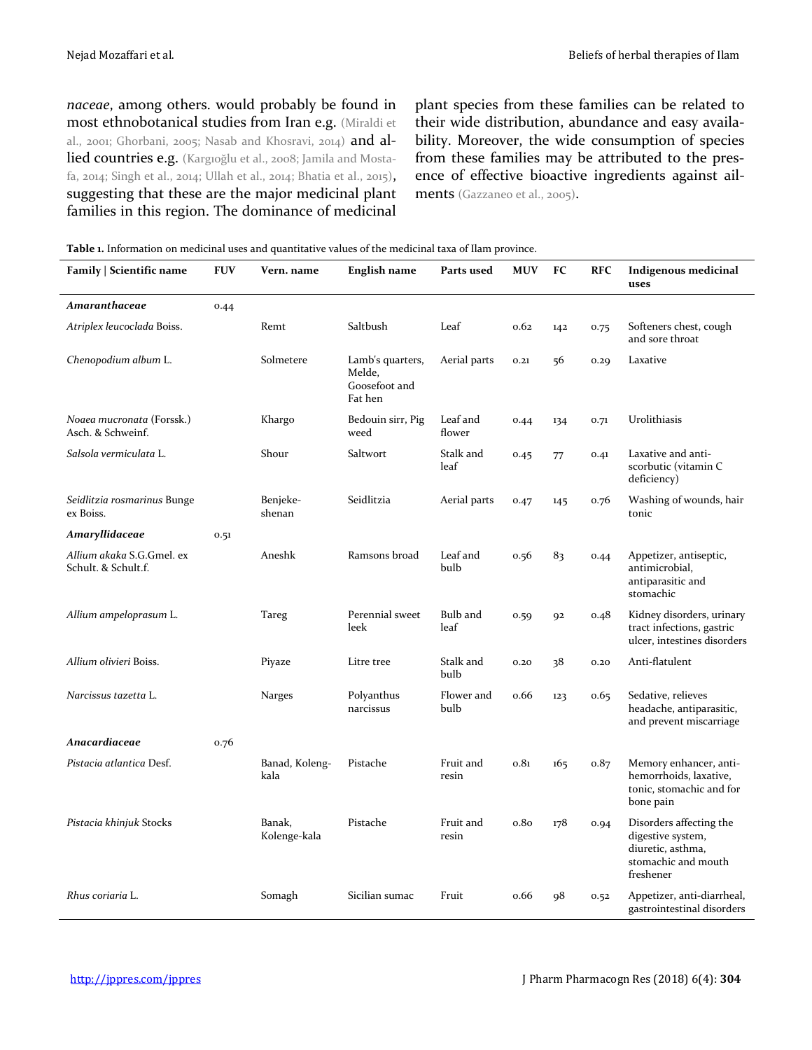*naceae*, among others. would probably be found in most ethnobotanical studies from Iran e.g. (Miraldi et al., 2001; Ghorbani, 2005; Nasab and Khosravi, 2014) and allied countries e.g. (Kargıoğlu et al., 2008; Jamila and Mostafa, 2014; Singh et al., 2014; Ullah et al., 2014; Bhatia et al., 2015), suggesting that these are the major medicinal plant families in this region. The dominance of medicinal plant species from these families can be related to their wide distribution, abundance and easy availability. Moreover, the wide consumption of species from these families may be attributed to the presence of effective bioactive ingredients against ailments (Gazzaneo et al., 2005).

**Table 1.** Information on medicinal uses and quantitative values of the medicinal taxa of Ilam province.

| Family \| Scientific name | FUV | Vern. name | English name | Parts used | MUV | FC | RFC | Indigenous medicinal uses |
|---|---|---|---|---|---|---|---|---|
| ***Amaranthaceae*** | 0.44 | | | | | | | |
| *Atriplex leucoclada* Boiss. | | Remt | Saltbush | Leaf | 0.62 | 142 | 0.75 | Softeners chest, cough and sore throat |
| *Chenopodium album* L. | | Solmetere | Lamb's quarters, Melde, Goosefoot and Fat hen | Aerial parts | 0.21 | 56 | 0.29 | Laxative |
| *Noaea mucronata* (Forssk.) Asch. & Schweinf. | | Khargo | Bedouin sirr, Pig weed | Leaf and flower | 0.44 | 134 | 0.71 | Urolithiasis |
| *Salsola vermiculata* L. | | Shour | Saltwort | Stalk and leaf | 0.45 | 77 | 0.41 | Laxative and anti-scorbutic (vitamin C deficiency) |
| *Seidlitzia rosmarinus* Bunge ex Boiss. | | Benjeke-shenan | Seidlitzia | Aerial parts | 0.47 | 145 | 0.76 | Washing of wounds, hair tonic |
| ***Amaryllidaceae*** | 0.51 | | | | | | | |
| *Allium akaka* S.G.Gmel. ex Schult. & Schult.f. | | Aneshk | Ramsons broad | Leaf and bulb | 0.56 | 83 | 0.44 | Appetizer, antiseptic, antimicrobial, antiparasitic and stomachic |
| *Allium ampeloprasum* L. | | Tareg | Perennial sweet leek | Bulb and leaf | 0.59 | 92 | 0.48 | Kidney disorders, urinary tract infections, gastric ulcer, intestines disorders |
| *Allium olivieri* Boiss. | | Piyaze | Litre tree | Stalk and bulb | 0.20 | 38 | 0.20 | Anti-flatulent |
| *Narcissus tazetta* L. | | Narges | Polyanthus narcissus | Flower and bulb | 0.66 | 123 | 0.65 | Sedative, relieves headache, antiparasitic, and prevent miscarriage |
| ***Anacardiaceae*** | 0.76 | | | | | | | |
| *Pistacia atlantica* Desf. | | Banad, Koleng-kala | Pistache | Fruit and resin | 0.81 | 165 | 0.87 | Memory enhancer, anti-hemorrhoids, laxative, tonic, stomachic and for bone pain |
| *Pistacia khinjuk* Stocks | | Banak, Kolenge-kala | Pistache | Fruit and resin | 0.80 | 178 | 0.94 | Disorders affecting the digestive system, diuretic, asthma, stomachic and mouth freshener |
| *Rhus coriaria* L. | | Somagh | Sicilian sumac | Fruit | 0.66 | 98 | 0.52 | Appetizer, anti-diarrheal, gastrointestinal disorders |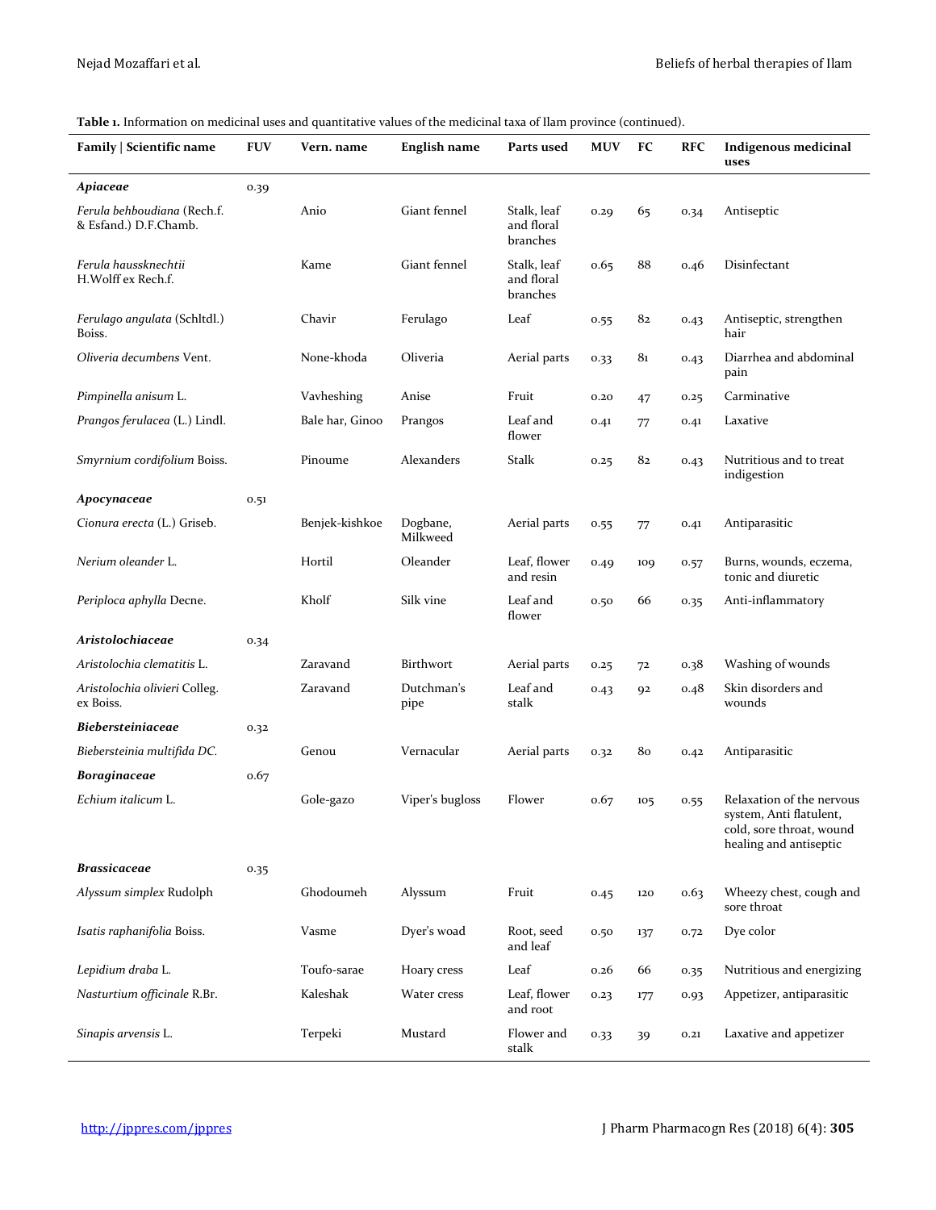**Table 1.** Information on medicinal uses and quantitative values of the medicinal taxa of Ilam province (continued).

| Family \| Scientific name | FUV | Vern. name | English name | Parts used | MUV | FC | RFC | Indigenous medicinal uses |
|---|---|---|---|---|---|---|---|---|
| ***Apiaceae*** | 0.39 | | | | | | | |
| *Ferula behboudiana* (Rech.f. & Esfand.) D.F.Chamb. | | Anio | Giant fennel | Stalk, leaf and floral branches | 0.29 | 65 | 0.34 | Antiseptic |
| *Ferula haussknechtii* H.Wolff ex Rech.f. | | Kame | Giant fennel | Stalk, leaf and floral branches | 0.65 | 88 | 0.46 | Disinfectant |
| *Ferulago angulata* (Schltdl.) Boiss. | | Chavir | Ferulago | Leaf | 0.55 | 82 | 0.43 | Antiseptic, strengthen hair |
| *Oliveria decumbens* Vent. | | None-khoda | Oliveria | Aerial parts | 0.33 | 81 | 0.43 | Diarrhea and abdominal pain |
| *Pimpinella anisum* L. | | Vavhesheng | Anise | Fruit | 0.20 | 47 | 0.25 | Carminative |
| *Prangos ferulacea* (L.) Lindl. | | Bale har, Ginoo | Prangos | Leaf and flower | 0.41 | 77 | 0.41 | Laxative |
| *Smyrnium cordifolium* Boiss. | | Pinoume | Alexanders | Stalk | 0.25 | 82 | 0.43 | Nutritious and to treat indigestion |
| ***Apocynaceae*** | 0.51 | | | | | | | |
| *Cionura erecta* (L.) Griseb. | | Benjek-kishkoe | Dogbane, Milkweed | Aerial parts | 0.55 | 77 | 0.41 | Antiparasitic |
| *Nerium oleander* L. | | Hortil | Oleander | Leaf, flower and resin | 0.49 | 109 | 0.57 | Burns, wounds, eczema, tonic and diuretic |
| *Periploca aphylla* Decne. | | Kholf | Silk vine | Leaf and flower | 0.50 | 66 | 0.35 | Anti-inflammatory |
| ***Aristolochiaceae*** | 0.34 | | | | | | | |
| *Aristolochia clematitis* L. | | Zaravand | Birthwort | Aerial parts | 0.25 | 72 | 0.38 | Washing of wounds |
| *Aristolochia olivieri* Colleg. ex Boiss. | | Zaravand | Dutchman's pipe | Leaf and stalk | 0.43 | 92 | 0.48 | Skin disorders and wounds |
| ***Biebersteiniaceae*** | 0.32 | | | | | | | |
| *Biebersteinia multifida DC.* | | Genou | Vernacular | Aerial parts | 0.32 | 80 | 0.42 | Antiparasitic |
| ***Boraginaceae*** | 0.67 | | | | | | | |
| *Echium italicum* L. | | Gole-gazo | Viper's bugloss | Flower | 0.67 | 105 | 0.55 | Relaxation of the nervous system, Anti flatulent, cold, sore throat, wound healing and antiseptic |
| ***Brassicaceae*** | 0.35 | | | | | | | |
| *Alyssum simplex* Rudolph | | Ghodoumeh | Alyssum | Fruit | 0.45 | 120 | 0.63 | Wheezy chest, cough and sore throat |
| *Isatis raphanifolia* Boiss. | | Vasme | Dyer's woad | Root, seed and leaf | 0.50 | 137 | 0.72 | Dye color |
| *Lepidium draba* L. | | Toufo-sarae | Hoary cress | Leaf | 0.26 | 66 | 0.35 | Nutritious and energizing |
| *Nasturtium officinale* R.Br. | | Kaleshak | Water cress | Leaf, flower and root | 0.23 | 177 | 0.93 | Appetizer, antiparasitic |
| *Sinapis arvensis* L. | | Terpeki | Mustard | Flower and stalk | 0.33 | 39 | 0.21 | Laxative and appetizer |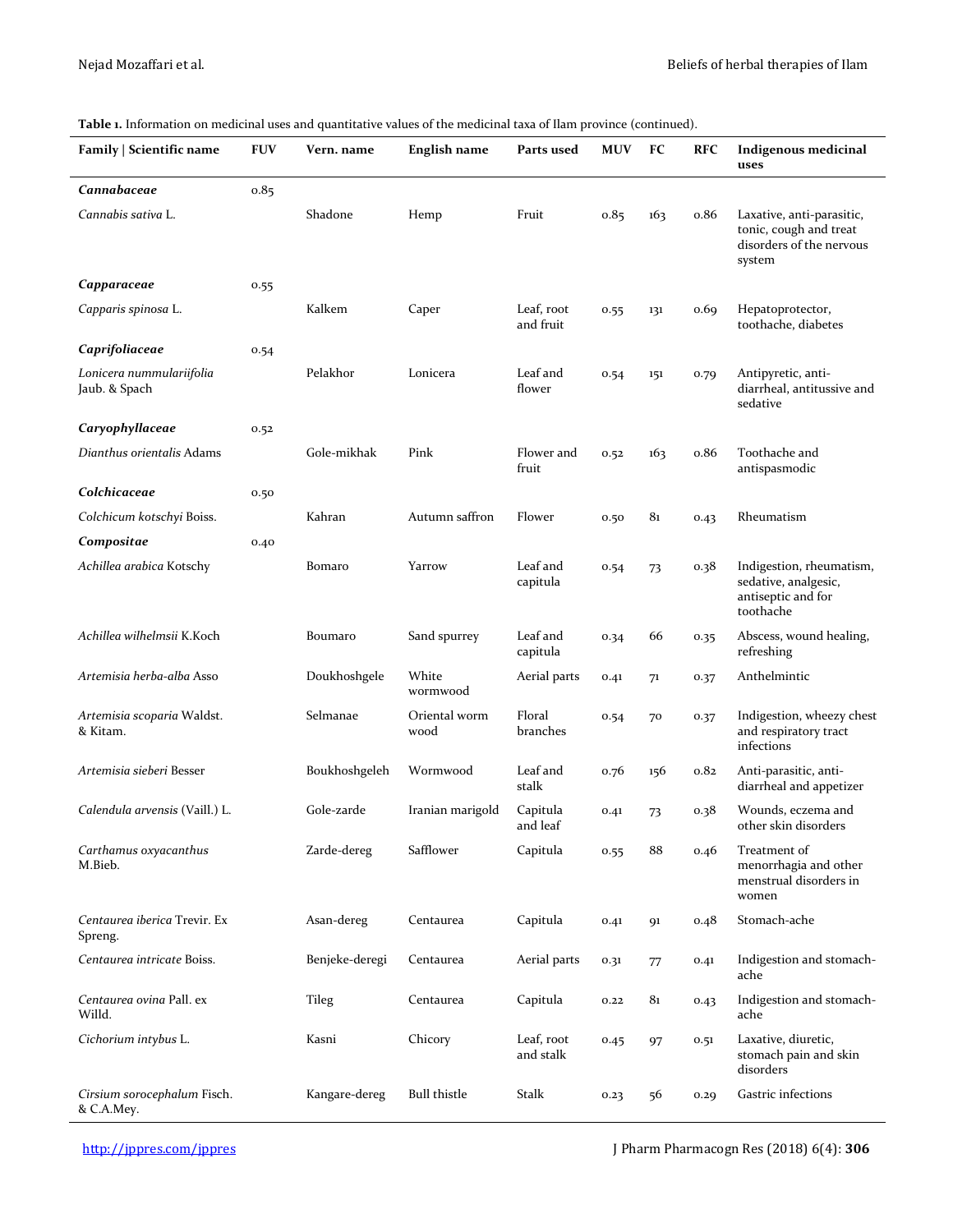**Table 1.** Information on medicinal uses and quantitative values of the medicinal taxa of Ilam province (continued).

| Family \| Scientific name | FUV | Vern. name | English name | Parts used | MUV | FC | RFC | Indigenous medicinal uses |
|---|---|---|---|---|---|---|---|---|
| ***Cannabaceae*** | 0.85 | | | | | | | |
| *Cannabis sativa* L. | | Shadone | Hemp | Fruit | 0.85 | 163 | 0.86 | Laxative, anti-parasitic, tonic, cough and treat disorders of the nervous system |
| ***Capparaceae*** | 0.55 | | | | | | | |
| *Capparis spinosa* L. | | Kalkem | Caper | Leaf, root and fruit | 0.55 | 131 | 0.69 | Hepatoprotector, toothache, diabetes |
| ***Caprifoliaceae*** | 0.54 | | | | | | | |
| *Lonicera nummulariifolia* Jaub. & Spach | | Pelakhor | Lonicera | Leaf and flower | 0.54 | 151 | 0.79 | Antipyretic, anti-diarrheal, antitussive and sedative |
| ***Caryophyllaceae*** | 0.52 | | | | | | | |
| *Dianthus orientalis* Adams | | Gole-mikhak | Pink | Flower and fruit | 0.52 | 163 | 0.86 | Toothache and antispasmodic |
| ***Colchicaceae*** | 0.50 | | | | | | | |
| *Colchicum kotschyi* Boiss. | | Kahran | Autumn saffron | Flower | 0.50 | 81 | 0.43 | Rheumatism |
| ***Compositae*** | 0.40 | | | | | | | |
| *Achillea arabica* Kotschy | | Bomaro | Yarrow | Leaf and capitula | 0.54 | 73 | 0.38 | Indigestion, rheumatism, sedative, analgesic, antiseptic and for toothache |
| *Achillea wilhelmsii* K.Koch | | Boumaro | Sand spurrey | Leaf and capitula | 0.34 | 66 | 0.35 | Abscess, wound healing, refreshing |
| *Artemisia herba-alba* Asso | | Doukhoshgele | White wormwood | Aerial parts | 0.41 | 71 | 0.37 | Anthelmintic |
| *Artemisia scoparia* Waldst. & Kitam. | | Selmanae | Oriental worm wood | Floral branches | 0.54 | 70 | 0.37 | Indigestion, wheezy chest and respiratory tract infections |
| *Artemisia sieberi* Besser | | Boukhoshgeleh | Wormwood | Leaf and stalk | 0.76 | 156 | 0.82 | Anti-parasitic, anti-diarrheal and appetizer |
| *Calendula arvensis* (Vaill.) L. | | Gole-zarde | Iranian marigold | Capitula and leaf | 0.41 | 73 | 0.38 | Wounds, eczema and other skin disorders |
| *Carthamus oxyacanthus* M.Bieb. | | Zarde-dereg | Safflower | Capitula | 0.55 | 88 | 0.46 | Treatment of menorrhagia and other menstrual disorders in women |
| *Centaurea iberica* Trevir. Ex Spreng. | | Asan-dereg | Centaurea | Capitula | 0.41 | 91 | 0.48 | Stomach-ache |
| *Centaurea intricate* Boiss. | | Benjeke-deregi | Centaurea | Aerial parts | 0.31 | 77 | 0.41 | Indigestion and stomach-ache |
| *Centaurea ovina* Pall. ex Willd. | | Tileg | Centaurea | Capitula | 0.22 | 81 | 0.43 | Indigestion and stomach-ache |
| *Cichorium intybus* L. | | Kasni | Chicory | Leaf, root and stalk | 0.45 | 97 | 0.51 | Laxative, diuretic, stomach pain and skin disorders |
| *Cirsium sorocephalum* Fisch. & C.A.Mey. | | Kangare-dereg | Bull thistle | Stalk | 0.23 | 56 | 0.29 | Gastric infections |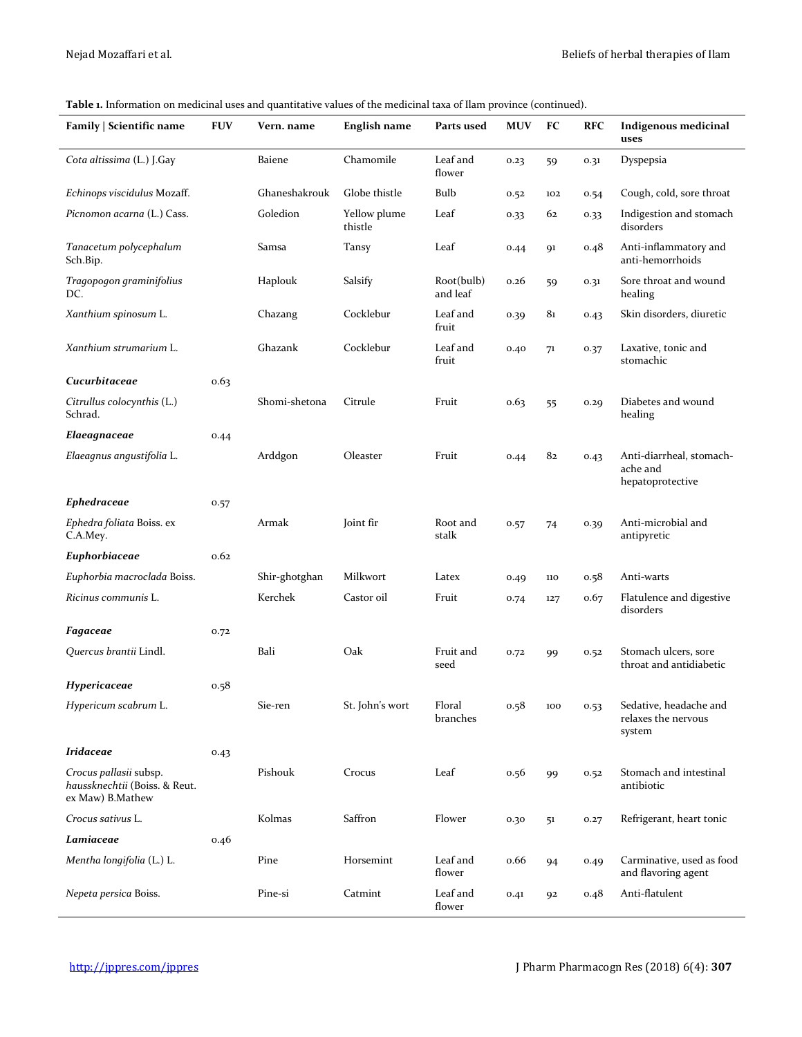**Table 1.** Information on medicinal uses and quantitative values of the medicinal taxa of Ilam province (continued).

| Family \| Scientific name | FUV | Vern. name | English name | Parts used | MUV | FC | RFC | Indigenous medicinal uses |
|---|---|---|---|---|---|---|---|---|
| *Cota altissima* (L.) J.Gay | | Baiene | Chamomile | Leaf and flower | 0.23 | 59 | 0.31 | Dyspepsia |
| *Echinops viscidulus* Mozaff. | | Ghaneshakrouk | Globe thistle | Bulb | 0.52 | 102 | 0.54 | Cough, cold, sore throat |
| *Picnomon acarna* (L.) Cass. | | Goledion | Yellow plume thistle | Leaf | 0.33 | 62 | 0.33 | Indigestion and stomach disorders |
| *Tanacetum polycephalum* Sch.Bip. | | Samsa | Tansy | Leaf | 0.44 | 91 | 0.48 | Anti-inflammatory and anti-hemorrhoids |
| *Tragopogon graminifolius* DC. | | Haplouk | Salsify | Root(bulb) and leaf | 0.26 | 59 | 0.31 | Sore throat and wound healing |
| *Xanthium spinosum* L. | | Chazang | Cocklebur | Leaf and fruit | 0.39 | 81 | 0.43 | Skin disorders, diuretic |
| *Xanthium strumarium* L. | | Ghazank | Cocklebur | Leaf and fruit | 0.40 | 71 | 0.37 | Laxative, tonic and stomachic |
| ***Cucurbitaceae*** | 0.63 | | | | | | | |
| *Citrullus colocynthis* (L.) Schrad. | | Shomi-shetona | Citrule | Fruit | 0.63 | 55 | 0.29 | Diabetes and wound healing |
| ***Elaeagnaceae*** | 0.44 | | | | | | | |
| *Elaeagnus angustifolia* L. | | Arddgon | Oleaster | Fruit | 0.44 | 82 | 0.43 | Anti-diarrheal, stomach-ache and hepatoprotective |
| ***Ephedraceae*** | 0.57 | | | | | | | |
| *Ephedra foliata* Boiss. ex C.A.Mey. | | Armak | Joint fir | Root and stalk | 0.57 | 74 | 0.39 | Anti-microbial and antipyretic |
| ***Euphorbiaceae*** | 0.62 | | | | | | | |
| *Euphorbia macroclada* Boiss. | | Shir-ghotghan | Milkwort | Latex | 0.49 | 110 | 0.58 | Anti-warts |
| *Ricinus communis* L. | | Kerchek | Castor oil | Fruit | 0.74 | 127 | 0.67 | Flatulence and digestive disorders |
| ***Fagaceae*** | 0.72 | | | | | | | |
| *Quercus brantii* Lindl. | | Bali | Oak | Fruit and seed | 0.72 | 99 | 0.52 | Stomach ulcers, sore throat and antidiabetic |
| ***Hypericaceae*** | 0.58 | | | | | | | |
| *Hypericum scabrum* L. | | Sie-ren | St. John's wort | Floral branches | 0.58 | 100 | 0.53 | Sedative, headache and relaxes the nervous system |
| ***Iridaceae*** | 0.43 | | | | | | | |
| *Crocus pallasii* subsp. *haussknechtii* (Boiss. & Reut. ex Maw) B.Mathew | | Pishouk | Crocus | Leaf | 0.56 | 99 | 0.52 | Stomach and intestinal antibiotic |
| *Crocus sativus* L. | | Kolmas | Saffron | Flower | 0.30 | 51 | 0.27 | Refrigerant, heart tonic |
| ***Lamiaceae*** | 0.46 | | | | | | | |
| *Mentha longifolia* (L.) L. | | Pine | Horsemint | Leaf and flower | 0.66 | 94 | 0.49 | Carminative, used as food and flavoring agent |
| *Nepeta persica* Boiss. | | Pine-si | Catmint | Leaf and flower | 0.41 | 92 | 0.48 | Anti-flatulent |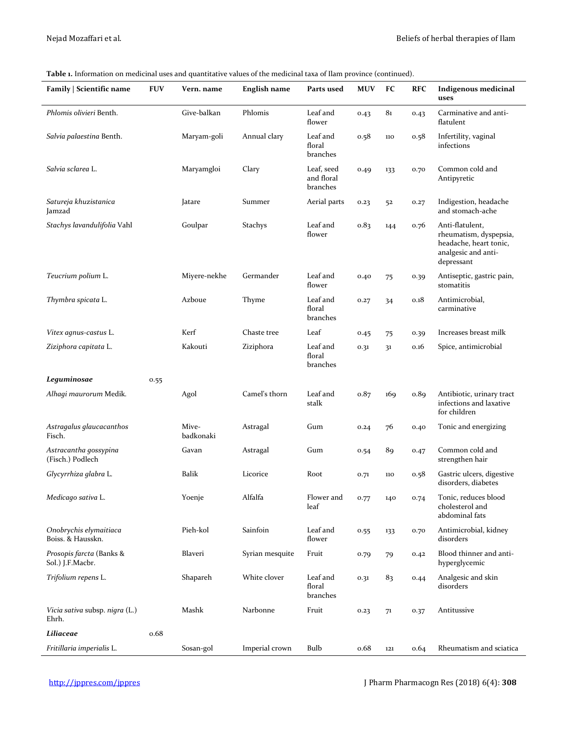**Table 1.** Information on medicinal uses and quantitative values of the medicinal taxa of Ilam province (continued).

| Family \| Scientific name | FUV | Vern. name | English name | Parts used | MUV | FC | RFC | Indigenous medicinal uses |
|---|---|---|---|---|---|---|---|---|
| *Phlomis olivieri* Benth. | | Give-balkan | Phlomis | Leaf and flower | 0.43 | 81 | 0.43 | Carminative and anti-flatulent |
| *Salvia palaestina* Benth. | | Maryam-goli | Annual clary | Leaf and floral branches | 0.58 | 110 | 0.58 | Infertility, vaginal infections |
| *Salvia sclarea* L. | | Maryamgloi | Clary | Leaf, seed and floral branches | 0.49 | 133 | 0.70 | Common cold and Antipyretic |
| *Satureja khuzistanica* Jamzad | | Jatare | Summer | Aerial parts | 0.23 | 52 | 0.27 | Indigestion, headache and stomach-ache |
| *Stachys lavandulifolia* Vahl | | Goulpar | Stachys | Leaf and flower | 0.83 | 144 | 0.76 | Anti-flatulent, rheumatism, dyspepsia, headache, heart tonic, analgesic and anti-depressant |
| *Teucrium polium* L. | | Miyere-nekhe | Germander | Leaf and flower | 0.40 | 75 | 0.39 | Antiseptic, gastric pain, stomatitis |
| *Thymbra spicata* L. | | Azboue | Thyme | Leaf and floral branches | 0.27 | 34 | 0.18 | Antimicrobial, carminative |
| *Vitex agnus-castus* L. | | Kerf | Chaste tree | Leaf | 0.45 | 75 | 0.39 | Increases breast milk |
| *Ziziphora capitata* L. | | Kakouti | Ziziphora | Leaf and floral branches | 0.31 | 31 | 0.16 | Spice, antimicrobial |
| ***Leguminosae*** | 0.55 | | | | | | | |
| *Alhagi maurorum* Medik. | | Agol | Camel's thorn | Leaf and stalk | 0.87 | 169 | 0.89 | Antibiotic, urinary tract infections and laxative for children |
| *Astragalus glaucacanthos* Fisch. | | Mive-badkonaki | Astragal | Gum | 0.24 | 76 | 0.40 | Tonic and energizing |
| *Astracantha gossypina* (Fisch.) Podlech | | Gavan | Astragal | Gum | 0.54 | 89 | 0.47 | Common cold and strengthen hair |
| *Glycyrrhiza glabra* L. | | Balik | Licorice | Root | 0.71 | 110 | 0.58 | Gastric ulcers, digestive disorders, diabetes |
| *Medicago sativa* L. | | Yoenje | Alfalfa | Flower and leaf | 0.77 | 140 | 0.74 | Tonic, reduces blood cholesterol and abdominal fats |
| *Onobrychis elymaitiaca* Boiss. & Hausskn. | | Pieh-kol | Sainfoin | Leaf and flower | 0.55 | 133 | 0.70 | Antimicrobial, kidney disorders |
| *Prosopis farcta* (Banks & Sol.) J.F.Macbr. | | Blaveri | Syrian mesquite | Fruit | 0.79 | 79 | 0.42 | Blood thinner and anti-hyperglycemic |
| *Trifolium repens* L. | | Shapareh | White clover | Leaf and floral branches | 0.31 | 83 | 0.44 | Analgesic and skin disorders |
| *Vicia sativa* subsp. *nigra* (L.) Ehrh. | | Mashk | Narbonne | Fruit | 0.23 | 71 | 0.37 | Antitussive |
| ***Liliaceae*** | 0.68 | | | | | | | |
| *Fritillaria imperialis* L. | | Sosan-gol | Imperial crown | Bulb | 0.68 | 121 | 0.64 | Rheumatism and sciatica |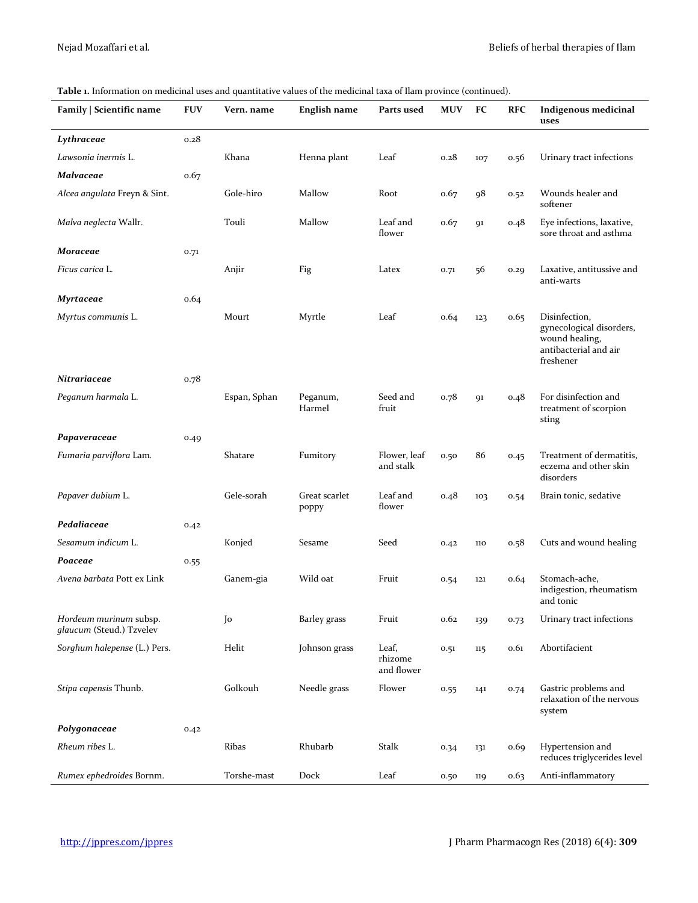**Table 1.** Information on medicinal uses and quantitative values of the medicinal taxa of Ilam province (continued).

| Family \| Scientific name | FUV | Vern. name | English name | Parts used | MUV | FC | RFC | Indigenous medicinal uses |
|---|---|---|---|---|---|---|---|---|
| ***Lythraceae*** | 0.28 | | | | | | | |
| *Lawsonia inermis* L. | | Khana | Henna plant | Leaf | 0.28 | 107 | 0.56 | Urinary tract infections |
| ***Malvaceae*** | 0.67 | | | | | | | |
| *Alcea angulata* Freyn & Sint. | | Gole-hiro | Mallow | Root | 0.67 | 98 | 0.52 | Wounds healer and softener |
| *Malva neglecta* Wallr. | | Touli | Mallow | Leaf and flower | 0.67 | 91 | 0.48 | Eye infections, laxative, sore throat and asthma |
| ***Moraceae*** | 0.71 | | | | | | | |
| *Ficus carica* L. | | Anjir | Fig | Latex | 0.71 | 56 | 0.29 | Laxative, antitussive and anti-warts |
| ***Myrtaceae*** | 0.64 | | | | | | | |
| *Myrtus communis* L. | | Mourt | Myrtle | Leaf | 0.64 | 123 | 0.65 | Disinfection, gynecological disorders, wound healing, antibacterial and air freshener |
| ***Nitrariaceae*** | 0.78 | | | | | | | |
| *Peganum harmala* L. | | Espan, Sphan | Peganum, Harmel | Seed and fruit | 0.78 | 91 | 0.48 | For disinfection and treatment of scorpion sting |
| ***Papaveraceae*** | 0.49 | | | | | | | |
| *Fumaria parviflora* Lam. | | Shatare | Fumitory | Flower, leaf and stalk | 0.50 | 86 | 0.45 | Treatment of dermatitis, eczema and other skin disorders |
| *Papaver dubium* L. | | Gele-sorah | Great scarlet poppy | Leaf and flower | 0.48 | 103 | 0.54 | Brain tonic, sedative |
| ***Pedaliaceae*** | 0.42 | | | | | | | |
| *Sesamum indicum* L. | | Konjed | Sesame | Seed | 0.42 | 110 | 0.58 | Cuts and wound healing |
| ***Poaceae*** | 0.55 | | | | | | | |
| *Avena barbata* Pott ex Link | | Ganem-gia | Wild oat | Fruit | 0.54 | 121 | 0.64 | Stomach-ache, indigestion, rheumatism and tonic |
| *Hordeum murinum* subsp. *glaucum* (Steud.) Tzvelev | | Jo | Barley grass | Fruit | 0.62 | 139 | 0.73 | Urinary tract infections |
| *Sorghum halepense* (L.) Pers. | | Helit | Johnson grass | Leaf, rhizome and flower | 0.51 | 115 | 0.61 | Abortifacient |
| *Stipa capensis* Thunb. | | Golkouh | Needle grass | Flower | 0.55 | 141 | 0.74 | Gastric problems and relaxation of the nervous system |
| ***Polygonaceae*** | 0.42 | | | | | | | |
| *Rheum ribes* L. | | Ribas | Rhubarb | Stalk | 0.34 | 131 | 0.69 | Hypertension and reduces triglycerides level |
| *Rumex ephedroides* Bornm. | | Torshe-mast | Dock | Leaf | 0.50 | 119 | 0.63 | Anti-inflammatory |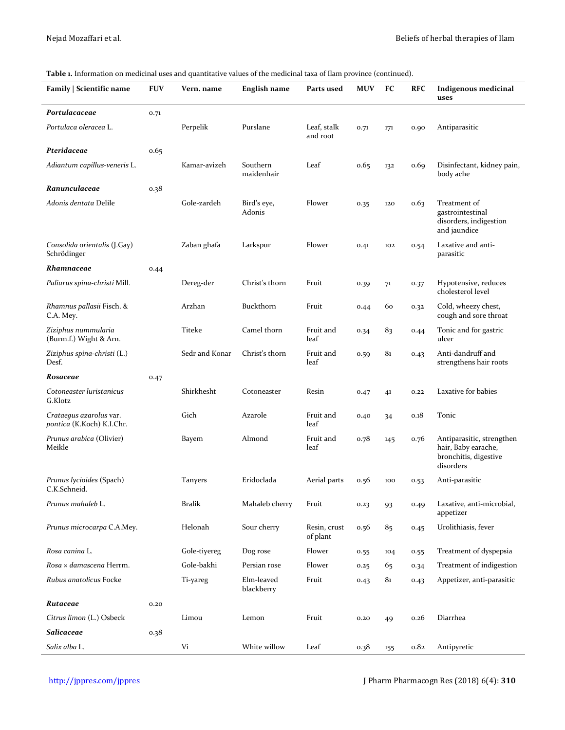**Table 1.** Information on medicinal uses and quantitative values of the medicinal taxa of Ilam province (continued).

| Family \| Scientific name | FUV | Vern. name | English name | Parts used | MUV | FC | RFC | Indigenous medicinal uses |
|---|---|---|---|---|---|---|---|---|
| ***Portulacaceae*** | 0.71 | | | | | | | |
| *Portulaca oleracea* L. | | Perpelik | Purslane | Leaf, stalk and root | 0.71 | 171 | 0.90 | Antiparasitic |
| ***Pteridaceae*** | 0.65 | | | | | | | |
| *Adiantum capillus-veneris* L. | | Kamar-avizeh | Southern maidenhair | Leaf | 0.65 | 132 | 0.69 | Disinfectant, kidney pain, body ache |
| ***Ranunculaceae*** | 0.38 | | | | | | | |
| *Adonis dentata* Delile | | Gole-zardeh | Bird's eye, Adonis | Flower | 0.35 | 120 | 0.63 | Treatment of gastrointestinal disorders, indigestion and jaundice |
| *Consolida orientalis* (J.Gay) Schrödinger | | Zaban ghafa | Larkspur | Flower | 0.41 | 102 | 0.54 | Laxative and anti-parasitic |
| ***Rhamnaceae*** | 0.44 | | | | | | | |
| *Paliurus spina-christi* Mill. | | Dereg-der | Christ's thorn | Fruit | 0.39 | 71 | 0.37 | Hypotensive, reduces cholesterol level |
| *Rhamnus pallasii* Fisch. & C.A. Mey. | | Arzhan | Buckthorn | Fruit | 0.44 | 60 | 0.32 | Cold, wheezy chest, cough and sore throat |
| *Ziziphus nummularia* (Burm.f.) Wight & Arn. | | Titeke | Camel thorn | Fruit and leaf | 0.34 | 83 | 0.44 | Tonic and for gastric ulcer |
| *Ziziphus spina-christi* (L.) Desf. | | Sedr and Konar | Christ's thorn | Fruit and leaf | 0.59 | 81 | 0.43 | Anti-dandruff and strengthens hair roots |
| ***Rosaceae*** | 0.47 | | | | | | | |
| *Cotoneaster luristanicus* G.Klotz | | Shirkhesht | Cotoneaster | Resin | 0.47 | 41 | 0.22 | Laxative for babies |
| *Crataegus azarolus* var. *pontica* (K.Koch) K.I.Chr. | | Gich | Azarole | Fruit and leaf | 0.40 | 34 | 0.18 | Tonic |
| *Prunus arabica* (Olivier) Meikle | | Bayem | Almond | Fruit and leaf | 0.78 | 145 | 0.76 | Antiparasitic, strengthen hair, Baby earache, bronchitis, digestive disorders |
| *Prunus lycioides* (Spach) C.K.Schneid. | | Tanyers | Eridoclada | Aerial parts | 0.56 | 100 | 0.53 | Anti-parasitic |
| *Prunus mahaleb* L. | | Bralik | Mahaleb cherry | Fruit | 0.23 | 93 | 0.49 | Laxative, anti-microbial, appetizer |
| *Prunus microcarpa* C.A.Mey. | | Helonah | Sour cherry | Resin, crust of plant | 0.56 | 85 | 0.45 | Urolithiasis, fever |
| *Rosa canina* L. | | Gole-tiyereg | Dog rose | Flower | 0.55 | 104 | 0.55 | Treatment of dyspepsia |
| *Rosa × damascena* Herrm. | | Gole-bakhi | Persian rose | Flower | 0.25 | 65 | 0.34 | Treatment of indigestion |
| *Rubus anatolicus* Focke | | Ti-yareg | Elm-leaved blackberry | Fruit | 0.43 | 81 | 0.43 | Appetizer, anti-parasitic |
| ***Rutaceae*** | 0.20 | | | | | | | |
| *Citrus limon* (L.) Osbeck | | Limou | Lemon | Fruit | 0.20 | 49 | 0.26 | Diarrhea |
| ***Salicaceae*** | 0.38 | | | | | | | |
| *Salix alba* L. | | Vi | White willow | Leaf | 0.38 | 155 | 0.82 | Antipyretic |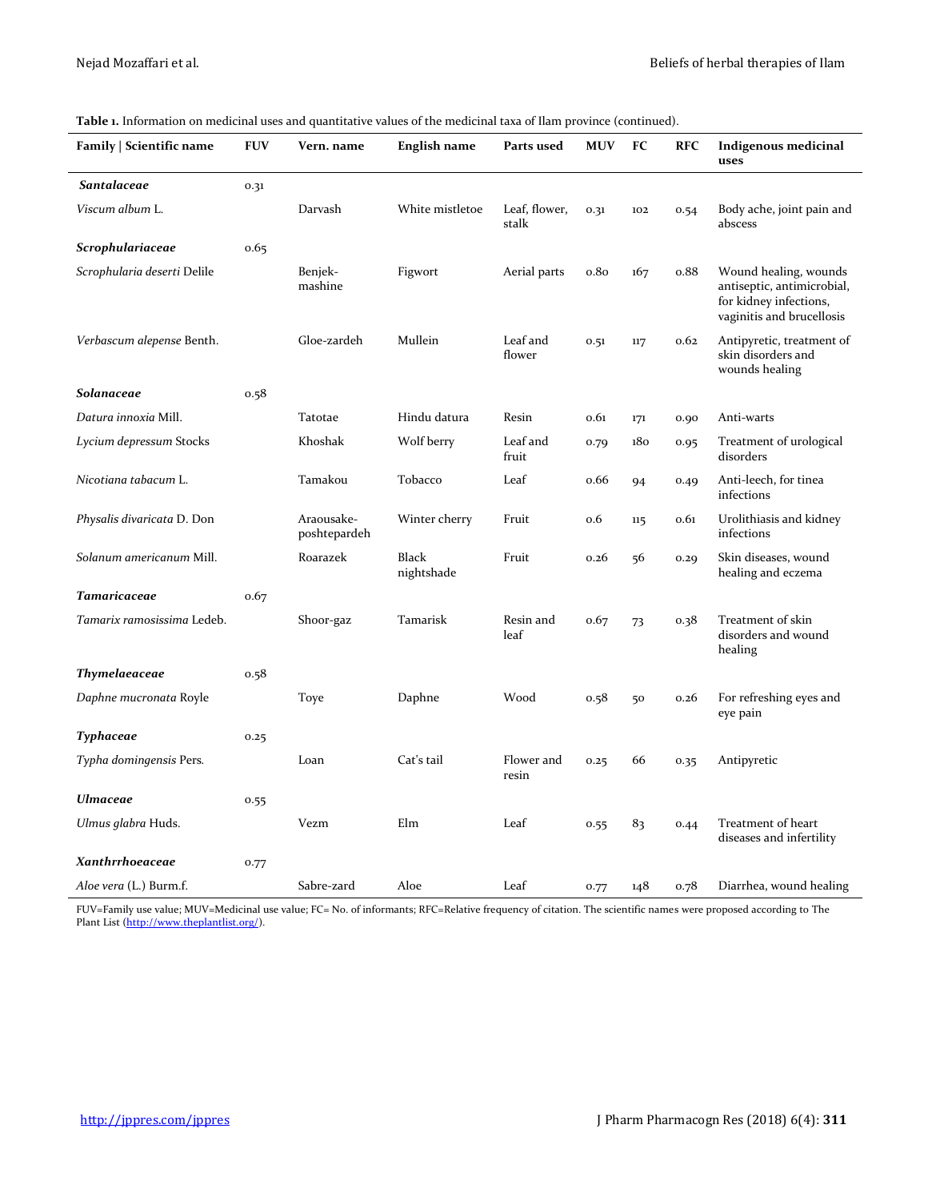**Table 1.** Information on medicinal uses and quantitative values of the medicinal taxa of Ilam province (continued).

| Family \| Scientific name | FUV | Vern. name | English name | Parts used | MUV | FC | RFC | Indigenous medicinal uses |
|---|---|---|---|---|---|---|---|---|
| ***Santalaceae*** | 0.31 | | | | | | | |
| *Viscum album* L. | | Darvash | White mistletoe | Leaf, flower, stalk | 0.31 | 102 | 0.54 | Body ache, joint pain and abscess |
| ***Scrophulariaceae*** | 0.65 | | | | | | | |
| *Scrophularia deserti* Delile | | Benjek-mashine | Figwort | Aerial parts | 0.80 | 167 | 0.88 | Wound healing, wounds antiseptic, antimicrobial, for kidney infections, vaginitis and brucellosis |
| *Verbascum alepense* Benth. | | Gloe-zardeh | Mullein | Leaf and flower | 0.51 | 117 | 0.62 | Antipyretic, treatment of skin disorders and wounds healing |
| ***Solanaceae*** | 0.58 | | | | | | | |
| *Datura innoxia* Mill. | | Tatotae | Hindu datura | Resin | 0.61 | 171 | 0.90 | Anti-warts |
| *Lycium depressum* Stocks | | Khoshak | Wolf berry | Leaf and fruit | 0.79 | 180 | 0.95 | Treatment of urological disorders |
| *Nicotiana tabacum* L. | | Tamakou | Tobacco | Leaf | 0.66 | 94 | 0.49 | Anti-leech, for tinea infections |
| *Physalis divaricata* D. Don | | Araousake-poshtepardeh | Winter cherry | Fruit | 0.6 | 115 | 0.61 | Urolithiasis and kidney infections |
| *Solanum americanum* Mill. | | Roarazek | Black nightshade | Fruit | 0.26 | 56 | 0.29 | Skin diseases, wound healing and eczema |
| ***Tamaricaceae*** | 0.67 | | | | | | | |
| *Tamarix ramosissima* Ledeb. | | Shoor-gaz | Tamarisk | Resin and leaf | 0.67 | 73 | 0.38 | Treatment of skin disorders and wound healing |
| ***Thymelaeaceae*** | 0.58 | | | | | | | |
| *Daphne mucronata* Royle | | Toye | Daphne | Wood | 0.58 | 50 | 0.26 | For refreshing eyes and eye pain |
| ***Typhaceae*** | 0.25 | | | | | | | |
| *Typha domingensis* Pers. | | Loan | Cat's tail | Flower and resin | 0.25 | 66 | 0.35 | Antipyretic |
| ***Ulmaceae*** | 0.55 | | | | | | | |
| *Ulmus glabra* Huds. | | Vezm | Elm | Leaf | 0.55 | 83 | 0.44 | Treatment of heart diseases and infertility |
| ***Xanthrrhoeaceae*** | 0.77 | | | | | | | |
| *Aloe vera* (L.) Burm.f. | | Sabre-zard | Aloe | Leaf | 0.77 | 148 | 0.78 | Diarrhea, wound healing |

FUV=Family use value; MUV=Medicinal use value; FC= No. of informants; RFC=Relative frequency of citation. The scientific names were proposed according to The Plant List (http://www.theplantlist.org/).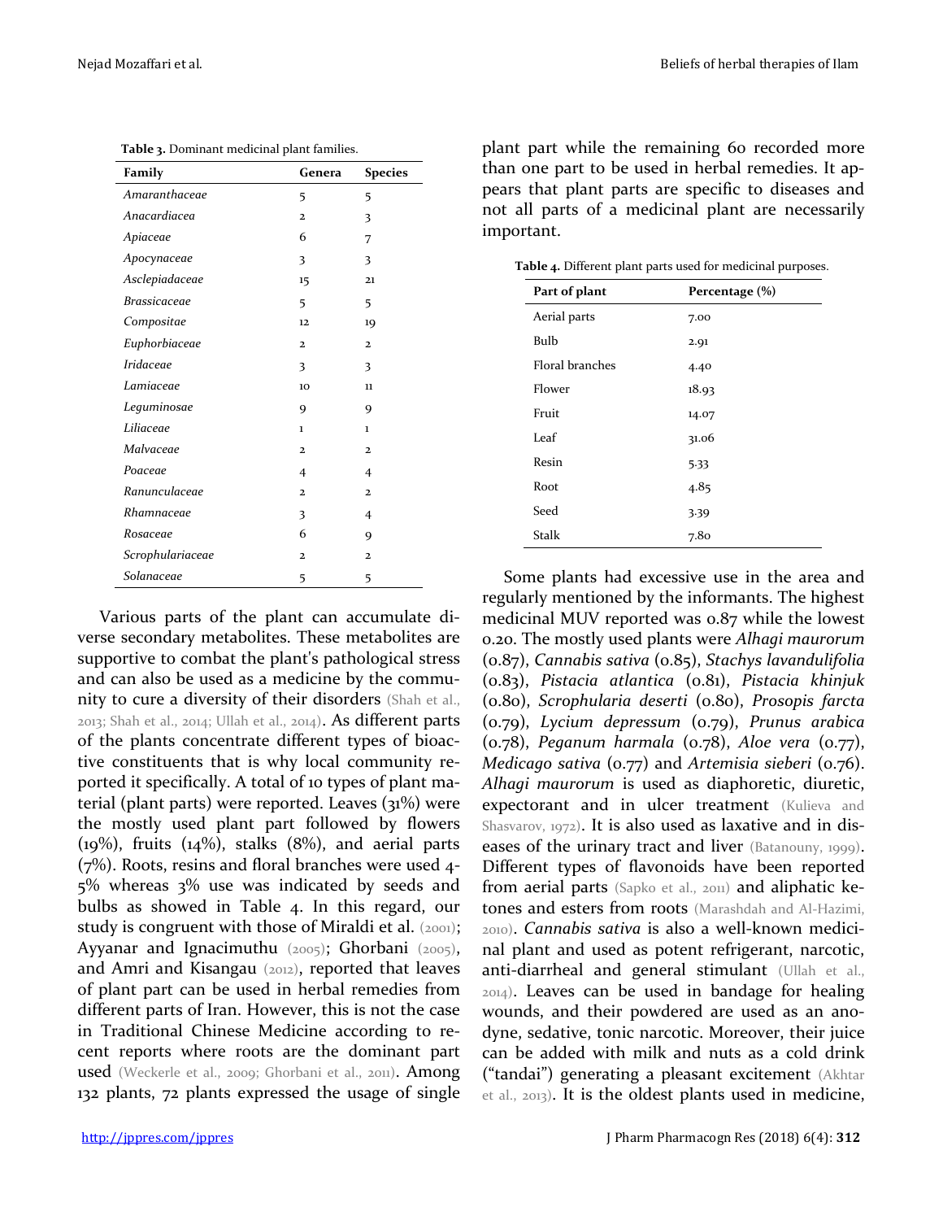**Table 3.** Dominant medicinal plant families.

| Family | Genera | Species |
|---|---|---|
| *Amaranthaceae* | 5 | 5 |
| *Anacardiacea* | 2 | 3 |
| *Apiaceae* | 6 | 7 |
| *Apocynaceae* | 3 | 3 |
| *Asclepiadaceae* | 15 | 21 |
| *Brassicaceae* | 5 | 5 |
| *Compositae* | 12 | 19 |
| *Euphorbiaceae* | 2 | 2 |
| *Iridaceae* | 3 | 3 |
| *Lamiaceae* | 10 | 11 |
| *Leguminosae* | 9 | 9 |
| *Liliaceae* | 1 | 1 |
| *Malvaceae* | 2 | 2 |
| *Poaceae* | 4 | 4 |
| *Ranunculaceae* | 2 | 2 |
| *Rhamnaceae* | 3 | 4 |
| *Rosaceae* | 6 | 9 |
| *Scrophulariaceae* | 2 | 2 |
| *Solanaceae* | 5 | 5 |

Various parts of the plant can accumulate diverse secondary metabolites. These metabolites are supportive to combat the plant's pathological stress and can also be used as a medicine by the community to cure a diversity of their disorders (Shah et al., 2013; Shah et al., 2014; Ullah et al., 2014). As different parts of the plants concentrate different types of bioactive constituents that is why local community reported it specifically. A total of 10 types of plant material (plant parts) were reported. Leaves (31%) were the mostly used plant part followed by flowers (19%), fruits (14%), stalks (8%), and aerial parts (7%). Roots, resins and floral branches were used 4-5% whereas 3% use was indicated by seeds and bulbs as showed in Table 4. In this regard, our study is congruent with those of Miraldi et al. (2001); Ayyanar and Ignacimuthu (2005); Ghorbani (2005), and Amri and Kisangau (2012), reported that leaves of plant part can be used in herbal remedies from different parts of Iran. However, this is not the case in Traditional Chinese Medicine according to recent reports where roots are the dominant part used (Weckerle et al., 2009; Ghorbani et al., 2011). Among 132 plants, 72 plants expressed the usage of single plant part while the remaining 60 recorded more than one part to be used in herbal remedies. It appears that plant parts are specific to diseases and not all parts of a medicinal plant are necessarily important.

**Table 4.** Different plant parts used for medicinal purposes.

| Part of plant | Percentage (%) |
|---|---|
| Aerial parts | 7.00 |
| Bulb | 2.91 |
| Floral branches | 4.40 |
| Flower | 18.93 |
| Fruit | 14.07 |
| Leaf | 31.06 |
| Resin | 5.33 |
| Root | 4.85 |
| Seed | 3.39 |
| Stalk | 7.80 |

Some plants had excessive use in the area and regularly mentioned by the informants. The highest medicinal MUV reported was 0.87 while the lowest 0.20. The mostly used plants were *Alhagi maurorum* (0.87), *Cannabis sativa* (0.85), *Stachys lavandulifolia* (0.83), *Pistacia atlantica* (0.81), *Pistacia khinjuk* (0.80), *Scrophularia deserti* (0.80), *Prosopis farcta* (0.79), *Lycium depressum* (0.79), *Prunus arabica* (0.78), *Peganum harmala* (0.78), *Aloe vera* (0.77), *Medicago sativa* (0.77) and *Artemisia sieberi* (0.76). *Alhagi maurorum* is used as diaphoretic, diuretic, expectorant and in ulcer treatment (Kulieva and Shasvarov, 1972). It is also used as laxative and in diseases of the urinary tract and liver (Batanouny, 1999). Different types of flavonoids have been reported from aerial parts (Sapko et al., 2011) and aliphatic ketones and esters from roots (Marashdah and Al-Hazimi, 2010). *Cannabis sativa* is also a well-known medicinal plant and used as potent refrigerant, narcotic, anti-diarrheal and general stimulant (Ullah et al., 2014). Leaves can be used in bandage for healing wounds, and their powdered are used as an anodyne, sedative, tonic narcotic. Moreover, their juice can be added with milk and nuts as a cold drink ("tandai") generating a pleasant excitement (Akhtar et al., 2013). It is the oldest plants used in medicine,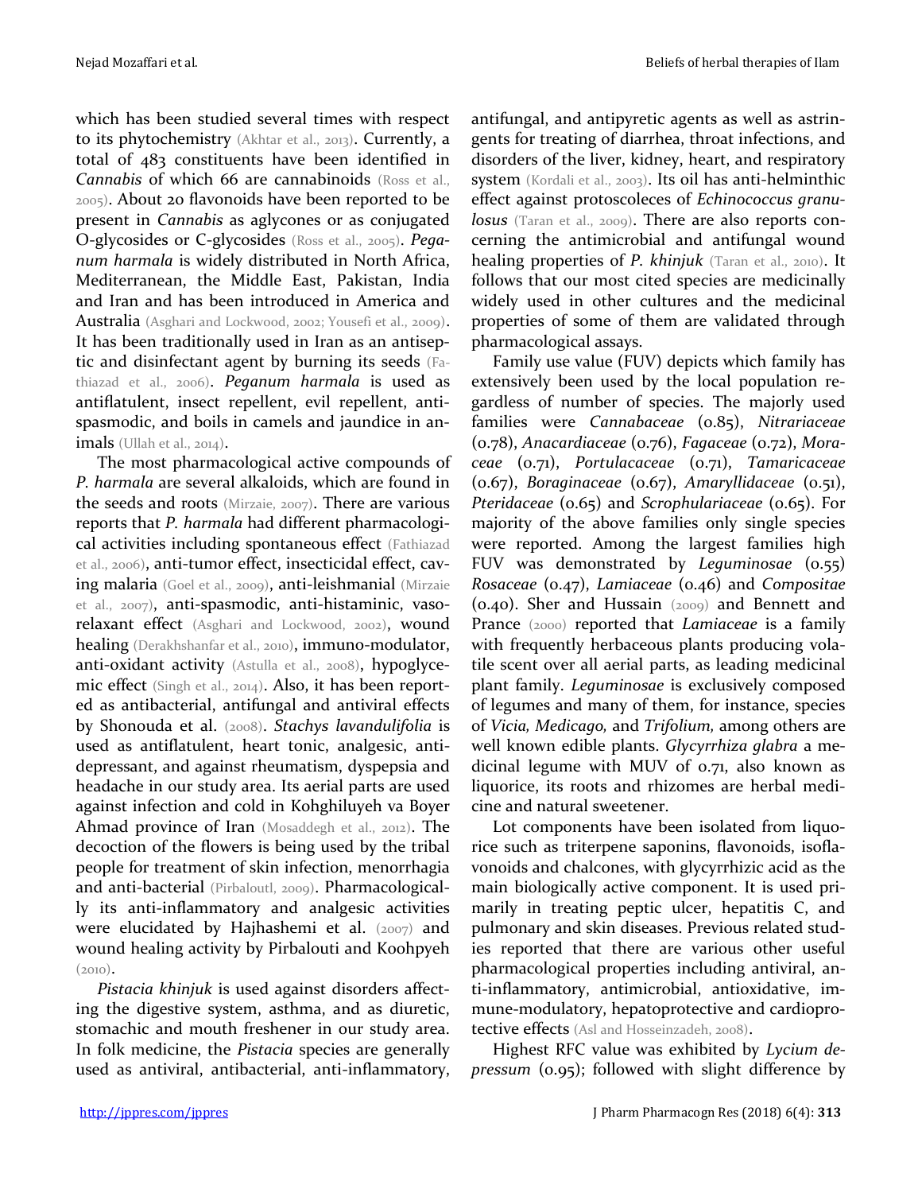which has been studied several times with respect to its phytochemistry (Akhtar et al., 2013). Currently, a total of 483 constituents have been identified in *Cannabis* of which 66 are cannabinoids (Ross et al., 2005). About 20 flavonoids have been reported to be present in *Cannabis* as aglycones or as conjugated O-glycosides or C-glycosides (Ross et al., 2005). *Peganum harmala* is widely distributed in North Africa, Mediterranean, the Middle East, Pakistan, India and Iran and has been introduced in America and Australia (Asghari and Lockwood, 2002; Yousefi et al., 2009). It has been traditionally used in Iran as an antiseptic and disinfectant agent by burning its seeds (Fathiazad et al., 2006). *Peganum harmala* is used as antiflatulent, insect repellent, evil repellent, antispasmodic, and boils in camels and jaundice in animals (Ullah et al., 2014).

The most pharmacological active compounds of *P. harmala* are several alkaloids, which are found in the seeds and roots (Mirzaie, 2007). There are various reports that *P. harmala* had different pharmacological activities including spontaneous effect (Fathiazad et al., 2006), anti-tumor effect, insecticidal effect, caving malaria (Goel et al., 2009), anti-leishmanial (Mirzaie et al., 2007), anti-spasmodic, anti-histaminic, vasorelaxant effect (Asghari and Lockwood, 2002), wound healing (Derakhshanfar et al., 2010), immuno-modulator, anti-oxidant activity (Astulla et al., 2008), hypoglycemic effect (Singh et al., 2014). Also, it has been reported as antibacterial, antifungal and antiviral effects by Shonouda et al. (2008). *Stachys lavandulifolia* is used as antiflatulent, heart tonic, analgesic, antidepressant, and against rheumatism, dyspepsia and headache in our study area. Its aerial parts are used against infection and cold in Kohghiluyeh va Boyer Ahmad province of Iran (Mosaddegh et al., 2012). The decoction of the flowers is being used by the tribal people for treatment of skin infection, menorrhagia and anti-bacterial (Pirbaloutl, 2009). Pharmacologically its anti-inflammatory and analgesic activities were elucidated by Hajhashemi et al. (2007) and wound healing activity by Pirbalouti and Koohpyeh (2010).

*Pistacia khinjuk* is used against disorders affecting the digestive system, asthma, and as diuretic, stomachic and mouth freshener in our study area. In folk medicine, the *Pistacia* species are generally used as antiviral, antibacterial, anti-inflammatory, antifungal, and antipyretic agents as well as astringents for treating of diarrhea, throat infections, and disorders of the liver, kidney, heart, and respiratory system (Kordali et al., 2003). Its oil has anti-helminthic effect against protoscoleces of *Echinococcus granulosus* (Taran et al., 2009). There are also reports concerning the antimicrobial and antifungal wound healing properties of *P. khinjuk* (Taran et al., 2010). It follows that our most cited species are medicinally widely used in other cultures and the medicinal properties of some of them are validated through pharmacological assays.

Family use value (FUV) depicts which family has extensively been used by the local population regardless of number of species. The majorly used families were *Cannabaceae* (0.85), *Nitrariaceae* (0.78), *Anacardiaceae* (0.76), *Fagaceae* (0.72), *Moraceae* (0.71), *Portulacaceae* (0.71), *Tamaricaceae* (0.67), *Boraginaceae* (0.67), *Amaryllidaceae* (0.51), *Pteridaceae* (0.65) and *Scrophulariaceae* (0.65). For majority of the above families only single species were reported. Among the largest families high FUV was demonstrated by *Leguminosae* (0.55) *Rosaceae* (0.47), *Lamiaceae* (0.46) and *Compositae* (0.40). Sher and Hussain (2009) and Bennett and Prance (2000) reported that *Lamiaceae* is a family with frequently herbaceous plants producing volatile scent over all aerial parts, as leading medicinal plant family. *Leguminosae* is exclusively composed of legumes and many of them, for instance, species of *Vicia, Medicago,* and *Trifolium,* among others are well known edible plants. *Glycyrrhiza glabra* a medicinal legume with MUV of 0.71, also known as liquorice, its roots and rhizomes are herbal medicine and natural sweetener.

Lot components have been isolated from liquorice such as triterpene saponins, flavonoids, isoflavonoids and chalcones, with glycyrrhizic acid as the main biologically active component. It is used primarily in treating peptic ulcer, hepatitis C, and pulmonary and skin diseases. Previous related studies reported that there are various other useful pharmacological properties including antiviral, anti-inflammatory, antimicrobial, antioxidative, immune-modulatory, hepatoprotective and cardioprotective effects (Asl and Hosseinzadeh, 2008).

Highest RFC value was exhibited by *Lycium depressum* (0.95); followed with slight difference by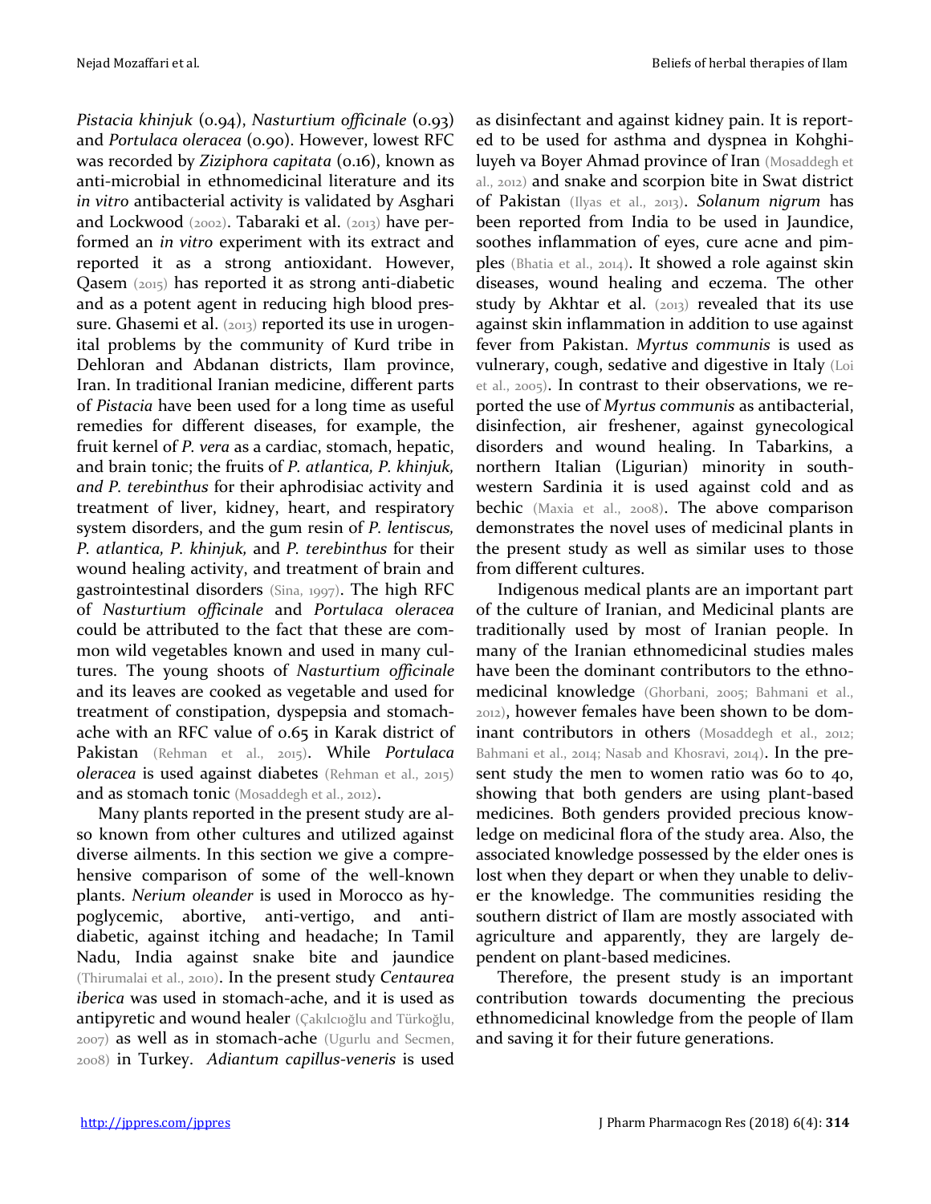*Pistacia khinjuk* (0.94), *Nasturtium officinale* (0.93) and *Portulaca oleracea* (0.90). However, lowest RFC was recorded by *Ziziphora capitata* (0.16), known as anti-microbial in ethnomedicinal literature and its *in vitro* antibacterial activity is validated by Asghari and Lockwood (2002). Tabaraki et al. (2013) have performed an *in vitro* experiment with its extract and reported it as a strong antioxidant. However, Qasem (2015) has reported it as strong anti-diabetic and as a potent agent in reducing high blood pressure. Ghasemi et al. (2013) reported its use in urogenital problems by the community of Kurd tribe in Dehloran and Abdanan districts, Ilam province, Iran. In traditional Iranian medicine, different parts of *Pistacia* have been used for a long time as useful remedies for different diseases, for example, the fruit kernel of *P. vera* as a cardiac, stomach, hepatic, and brain tonic; the fruits of *P. atlantica, P. khinjuk, and P. terebinthus* for their aphrodisiac activity and treatment of liver, kidney, heart, and respiratory system disorders, and the gum resin of *P. lentiscus, P. atlantica, P. khinjuk,* and *P. terebinthus* for their wound healing activity, and treatment of brain and gastrointestinal disorders (Sina, 1997). The high RFC of *Nasturtium officinale* and *Portulaca oleracea* could be attributed to the fact that these are common wild vegetables known and used in many cultures. The young shoots of *Nasturtium officinale* and its leaves are cooked as vegetable and used for treatment of constipation, dyspepsia and stomachache with an RFC value of 0.65 in Karak district of Pakistan (Rehman et al., 2015). While *Portulaca oleracea* is used against diabetes (Rehman et al., 2015) and as stomach tonic (Mosaddegh et al., 2012).

Many plants reported in the present study are also known from other cultures and utilized against diverse ailments. In this section we give a comprehensive comparison of some of the well-known plants. *Nerium oleander* is used in Morocco as hypoglycemic, abortive, anti-vertigo, and anti-diabetic, against itching and headache; In Tamil Nadu, India against snake bite and jaundice (Thirumalai et al., 2010). In the present study *Centaurea iberica* was used in stomach-ache, and it is used as antipyretic and wound healer (Çakılcıoğlu and Türkoğlu, 2007) as well as in stomach-ache (Ugurlu and Secmen, 2008) in Turkey. *Adiantum capillus-veneris* is used as disinfectant and against kidney pain. It is reported to be used for asthma and dyspnea in Kohghiluyeh va Boyer Ahmad province of Iran (Mosaddegh et al., 2012) and snake and scorpion bite in Swat district of Pakistan (Ilyas et al., 2013). *Solanum nigrum* has been reported from India to be used in Jaundice, soothes inflammation of eyes, cure acne and pimples (Bhatia et al., 2014). It showed a role against skin diseases, wound healing and eczema. The other study by Akhtar et al. (2013) revealed that its use against skin inflammation in addition to use against fever from Pakistan. *Myrtus communis* is used as vulnerary, cough, sedative and digestive in Italy (Loi et al., 2005). In contrast to their observations, we reported the use of *Myrtus communis* as antibacterial, disinfection, air freshener, against gynecological disorders and wound healing. In Tabarkins, a northern Italian (Ligurian) minority in southwestern Sardinia it is used against cold and as bechic (Maxia et al., 2008). The above comparison demonstrates the novel uses of medicinal plants in the present study as well as similar uses to those from different cultures.

Indigenous medical plants are an important part of the culture of Iranian, and Medicinal plants are traditionally used by most of Iranian people. In many of the Iranian ethnomedicinal studies males have been the dominant contributors to the ethnomedicinal knowledge (Ghorbani, 2005; Bahmani et al., 2012), however females have been shown to be dominant contributors in others (Mosaddegh et al., 2012; Bahmani et al., 2014; Nasab and Khosravi, 2014). In the present study the men to women ratio was 60 to 40, showing that both genders are using plant-based medicines. Both genders provided precious knowledge on medicinal flora of the study area. Also, the associated knowledge possessed by the elder ones is lost when they depart or when they unable to deliver the knowledge. The communities residing the southern district of Ilam are mostly associated with agriculture and apparently, they are largely dependent on plant-based medicines.

Therefore, the present study is an important contribution towards documenting the precious ethnomedicinal knowledge from the people of Ilam and saving it for their future generations.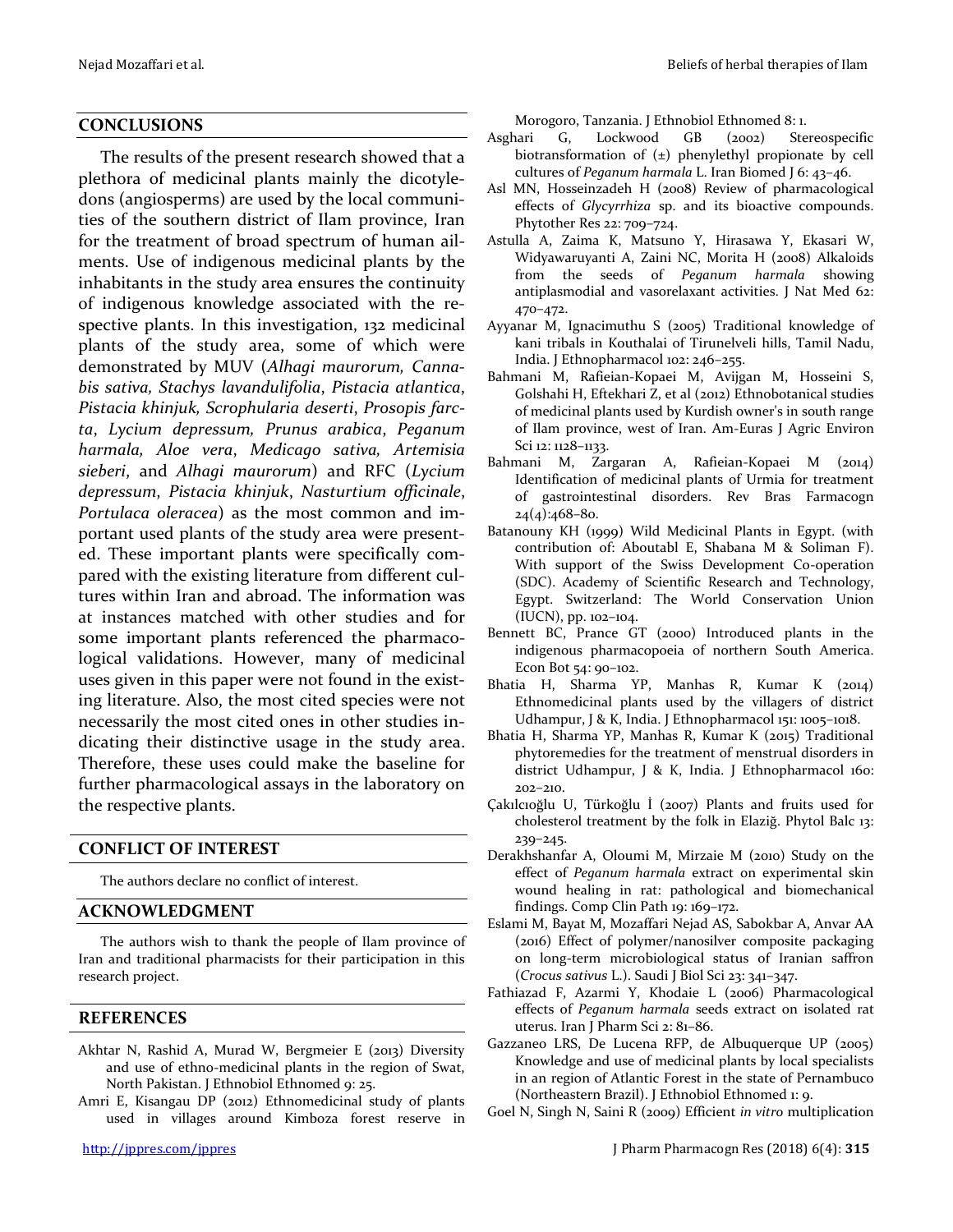## CONCLUSIONS

The results of the present research showed that a plethora of medicinal plants mainly the dicotyledons (angiosperms) are used by the local communities of the southern district of Ilam province, Iran for the treatment of broad spectrum of human ailments. Use of indigenous medicinal plants by the inhabitants in the study area ensures the continuity of indigenous knowledge associated with the respective plants. In this investigation, 132 medicinal plants of the study area, some of which were demonstrated by MUV (*Alhagi maurorum, Cannabis sativa, Stachys lavandulifolia*, *Pistacia atlantica*, *Pistacia khinjuk, Scrophularia deserti*, *Prosopis farcta*, *Lycium depressum, Prunus arabica*, *Peganum harmala, Aloe vera*, *Medicago sativa, Artemisia sieberi*, and *Alhagi maurorum*) and RFC (*Lycium depressum*, *Pistacia khinjuk*, *Nasturtium officinale*, *Portulaca oleracea*) as the most common and important used plants of the study area were presented. These important plants were specifically compared with the existing literature from different cultures within Iran and abroad. The information was at instances matched with other studies and for some important plants referenced the pharmacological validations. However, many of medicinal uses given in this paper were not found in the existing literature. Also, the most cited species were not necessarily the most cited ones in other studies indicating their distinctive usage in the study area. Therefore, these uses could make the baseline for further pharmacological assays in the laboratory on the respective plants.

## CONFLICT OF INTEREST

The authors declare no conflict of interest.

## ACKNOWLEDGMENT

The authors wish to thank the people of Ilam province of Iran and traditional pharmacists for their participation in this research project.

## REFERENCES

Akhtar N, Rashid A, Murad W, Bergmeier E (2013) Diversity and use of ethno-medicinal plants in the region of Swat, North Pakistan. J Ethnobiol Ethnomed 9: 25.

Amri E, Kisangau DP (2012) Ethnomedicinal study of plants used in villages around Kimboza forest reserve in Morogoro, Tanzania. J Ethnobiol Ethnomed 8: 1.

Asghari G, Lockwood GB (2002) Stereospecific biotransformation of (±) phenylethyl propionate by cell cultures of *Peganum harmala* L. Iran Biomed J 6: 43–46.

Asl MN, Hosseinzadeh H (2008) Review of pharmacological effects of *Glycyrrhiza* sp. and its bioactive compounds. Phytother Res 22: 709–724.

Astulla A, Zaima K, Matsuno Y, Hirasawa Y, Ekasari W, Widyawaruyanti A, Zaini NC, Morita H (2008) Alkaloids from the seeds of *Peganum harmala* showing antiplasmodial and vasorelaxant activities. J Nat Med 62: 470–472.

Ayyanar M, Ignacimuthu S (2005) Traditional knowledge of kani tribals in Kouthalai of Tirunelveli hills, Tamil Nadu, India. J Ethnopharmacol 102: 246–255.

Bahmani M, Rafieian-Kopaei M, Avijgan M, Hosseini S, Golshahi H, Eftekhari Z, et al (2012) Ethnobotanical studies of medicinal plants used by Kurdish owner's in south range of Ilam province, west of Iran. Am-Euras J Agric Environ Sci 12: 1128–1133.

Bahmani M, Zargaran A, Rafieian-Kopaei M (2014) Identification of medicinal plants of Urmia for treatment of gastrointestinal disorders. Rev Bras Farmacogn 24(4):468–80.

Batanouny KH (1999) Wild Medicinal Plants in Egypt. (with contribution of: Aboutabl E, Shabana M & Soliman F). With support of the Swiss Development Co-operation (SDC). Academy of Scientific Research and Technology, Egypt. Switzerland: The World Conservation Union (IUCN), pp. 102–104.

Bennett BC, Prance GT (2000) Introduced plants in the indigenous pharmacopoeia of northern South America. Econ Bot 54: 90–102.

Bhatia H, Sharma YP, Manhas R, Kumar K (2014) Ethnomedicinal plants used by the villagers of district Udhampur, J & K, India. J Ethnopharmacol 151: 1005–1018.

Bhatia H, Sharma YP, Manhas R, Kumar K (2015) Traditional phytoremedies for the treatment of menstrual disorders in district Udhampur, J & K, India. J Ethnopharmacol 160: 202–210.

Çakılcıoğlu U, Türkoğlu İ (2007) Plants and fruits used for cholesterol treatment by the folk in Elaziğ. Phytol Balc 13: 239–245.

Derakhshanfar A, Oloumi M, Mirzaie M (2010) Study on the effect of *Peganum harmala* extract on experimental skin wound healing in rat: pathological and biomechanical findings. Comp Clin Path 19: 169–172.

Eslami M, Bayat M, Mozaffari Nejad AS, Sabokbar A, Anvar AA (2016) Effect of polymer/nanosilver composite packaging on long-term microbiological status of Iranian saffron (*Crocus sativus* L.). Saudi J Biol Sci 23: 341–347.

Fathiazad F, Azarmi Y, Khodaie L (2006) Pharmacological effects of *Peganum harmala* seeds extract on isolated rat uterus. Iran J Pharm Sci 2: 81–86.

Gazzaneo LRS, De Lucena RFP, de Albuquerque UP (2005) Knowledge and use of medicinal plants by local specialists in an region of Atlantic Forest in the state of Pernambuco (Northeastern Brazil). J Ethnobiol Ethnomed 1: 9.

Goel N, Singh N, Saini R (2009) Efficient *in vitro* multiplication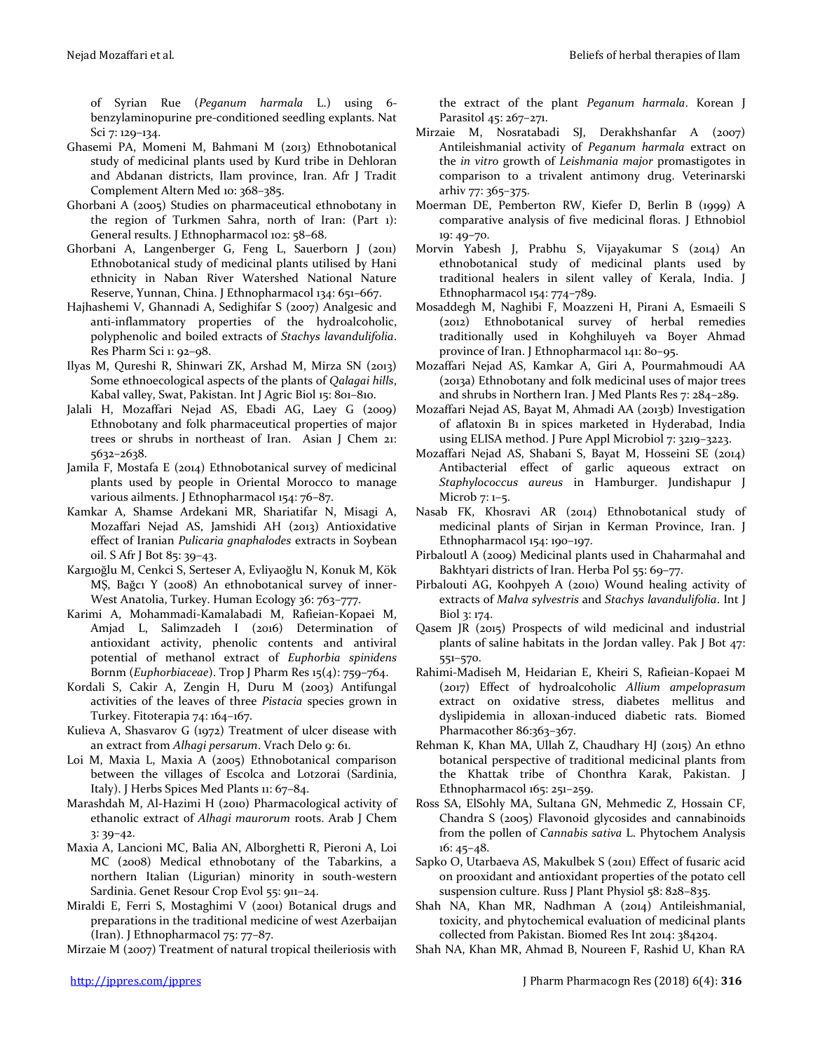of Syrian Rue (*Peganum harmala* L.) using 6-benzylaminopurine pre-conditioned seedling explants. Nat Sci 7: 129–134.

Ghasemi PA, Momeni M, Bahmani M (2013) Ethnobotanical study of medicinal plants used by Kurd tribe in Dehloran and Abdanan districts, Ilam province, Iran. Afr J Tradit Complement Altern Med 10: 368–385.

Ghorbani A (2005) Studies on pharmaceutical ethnobotany in the region of Turkmen Sahra, north of Iran: (Part 1): General results. J Ethnopharmacol 102: 58–68.

Ghorbani A, Langenberger G, Feng L, Sauerborn J (2011) Ethnobotanical study of medicinal plants utilised by Hani ethnicity in Naban River Watershed National Nature Reserve, Yunnan, China. J Ethnopharmacol 134: 651–667.

Hajhashemi V, Ghannadi A, Sedighifar S (2007) Analgesic and anti-inflammatory properties of the hydroalcoholic, polyphenolic and boiled extracts of *Stachys lavandulifolia*. Res Pharm Sci 1: 92–98.

Ilyas M, Qureshi R, Shinwari ZK, Arshad M, Mirza SN (2013) Some ethnoecological aspects of the plants of *Qalagai hills*, Kabal valley, Swat, Pakistan. Int J Agric Biol 15: 801–810.

Jalali H, Mozaffari Nejad AS, Ebadi AG, Laey G (2009) Ethnobotany and folk pharmaceutical properties of major trees or shrubs in northeast of Iran. Asian J Chem 21: 5632–2638.

Jamila F, Mostafa E (2014) Ethnobotanical survey of medicinal plants used by people in Oriental Morocco to manage various ailments. J Ethnopharmacol 154: 76–87.

Kamkar A, Shamse Ardekani MR, Shariatifar N, Misagi A, Mozaffari Nejad AS, Jamshidi AH (2013) Antioxidative effect of Iranian *Pulicaria gnaphalodes* extracts in Soybean oil. S Afr J Bot 85: 39–43.

Kargıoğlu M, Cenkci S, Serteser A, Evliyaoğlu N, Konuk M, Kök MŞ, Bağcı Y (2008) An ethnobotanical survey of inner-West Anatolia, Turkey. Human Ecology 36: 763–777.

Karimi A, Mohammadi-Kamalabadi M, Rafieian-Kopaei M, Amjad L, Salimzadeh I (2016) Determination of antioxidant activity, phenolic contents and antiviral potential of methanol extract of *Euphorbia spinidens* Bornm (*Euphorbiaceae*). Trop J Pharm Res 15(4): 759–764.

Kordali S, Cakir A, Zengin H, Duru M (2003) Antifungal activities of the leaves of three *Pistacia* species grown in Turkey. Fitoterapia 74: 164–167.

Kulieva A, Shasvarov G (1972) Treatment of ulcer disease with an extract from *Alhagi persarum*. Vrach Delo 9: 61.

Loi M, Maxia L, Maxia A (2005) Ethnobotanical comparison between the villages of Escolca and Lotzorai (Sardinia, Italy). J Herbs Spices Med Plants 11: 67–84.

Marashdah M, Al-Hazimi H (2010) Pharmacological activity of ethanolic extract of *Alhagi maurorum* roots. Arab J Chem 3: 39–42.

Maxia A, Lancioni MC, Balia AN, Alborghetti R, Pieroni A, Loi MC (2008) Medical ethnobotany of the Tabarkins, a northern Italian (Ligurian) minority in south-western Sardinia. Genet Resour Crop Evol 55: 911–24.

Miraldi E, Ferri S, Mostaghimi V (2001) Botanical drugs and preparations in the traditional medicine of west Azerbaijan (Iran). J Ethnopharmacol 75: 77–87.

Mirzaie M (2007) Treatment of natural tropical theileriosis with the extract of the plant *Peganum harmala*. Korean J Parasitol 45: 267–271.

Mirzaie M, Nosratabadi SJ, Derakhshanfar A (2007) Antileishmanial activity of *Peganum harmala* extract on the *in vitro* growth of *Leishmania major* promastigotes in comparison to a trivalent antimony drug. Veterinarski arhiv 77: 365–375.

Moerman DE, Pemberton RW, Kiefer D, Berlin B (1999) A comparative analysis of five medicinal floras. J Ethnobiol 19: 49–70.

Morvin Yabesh J, Prabhu S, Vijayakumar S (2014) An ethnobotanical study of medicinal plants used by traditional healers in silent valley of Kerala, India. J Ethnopharmacol 154: 774–789.

Mosaddegh M, Naghibi F, Moazzeni H, Pirani A, Esmaeili S (2012) Ethnobotanical survey of herbal remedies traditionally used in Kohghiluyeh va Boyer Ahmad province of Iran. J Ethnopharmacol 141: 80–95.

Mozaffari Nejad AS, Kamkar A, Giri A, Pourmahmoudi AA (2013a) Ethnobotany and folk medicinal uses of major trees and shrubs in Northern Iran. J Med Plants Res 7: 284–289.

Mozaffari Nejad AS, Bayat M, Ahmadi AA (2013b) Investigation of aflatoxin B1 in spices marketed in Hyderabad, India using ELISA method. J Pure Appl Microbiol 7: 3219–3223.

Mozaffari Nejad AS, Shabani S, Bayat M, Hosseini SE (2014) Antibacterial effect of garlic aqueous extract on *Staphylococcus aureus* in Hamburger. Jundishapur J Microb 7: 1–5.

Nasab FK, Khosravi AR (2014) Ethnobotanical study of medicinal plants of Sirjan in Kerman Province, Iran. J Ethnopharmacol 154: 190–197.

Pirbaloutl A (2009) Medicinal plants used in Chaharmahal and Bakhtyari districts of Iran. Herba Pol 55: 69–77.

Pirbalouti AG, Koohpyeh A (2010) Wound healing activity of extracts of *Malva sylvestris* and *Stachys lavandulifolia*. Int J Biol 3: 174.

Qasem JR (2015) Prospects of wild medicinal and industrial plants of saline habitats in the Jordan valley. Pak J Bot 47: 551–570.

Rahimi-Madiseh M, Heidarian E, Kheiri S, Rafieian-Kopaei M (2017) Effect of hydroalcoholic *Allium ampeloprasum* extract on oxidative stress, diabetes mellitus and dyslipidemia in alloxan-induced diabetic rats. Biomed Pharmacother 86:363–367.

Rehman K, Khan MA, Ullah Z, Chaudhary HJ (2015) An ethno botanical perspective of traditional medicinal plants from the Khattak tribe of Chonthra Karak, Pakistan. J Ethnopharmacol 165: 251–259.

Ross SA, ElSohly MA, Sultana GN, Mehmedic Z, Hossain CF, Chandra S (2005) Flavonoid glycosides and cannabinoids from the pollen of *Cannabis sativa* L. Phytochem Analysis 16: 45–48.

Sapko O, Utarbaeva AS, Makulbek S (2011) Effect of fusaric acid on prooxidant and antioxidant properties of the potato cell suspension culture. Russ J Plant Physiol 58: 828–835.

Shah NA, Khan MR, Nadhman A (2014) Antileishmanial, toxicity, and phytochemical evaluation of medicinal plants collected from Pakistan. Biomed Res Int 2014: 384204.

Shah NA, Khan MR, Ahmad B, Noureen F, Rashid U, Khan RA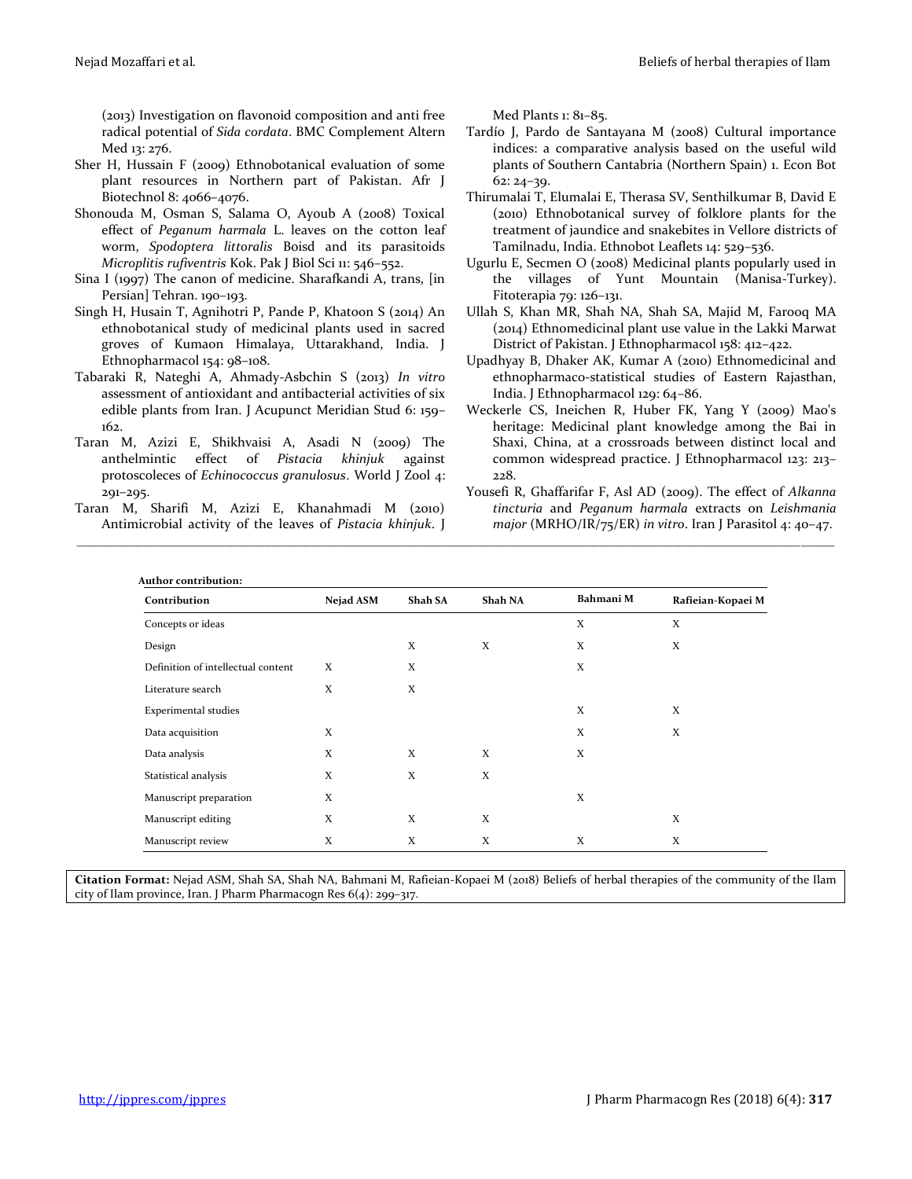(2013) Investigation on flavonoid composition and anti free radical potential of *Sida cordata*. BMC Complement Altern Med 13: 276.

Sher H, Hussain F (2009) Ethnobotanical evaluation of some plant resources in Northern part of Pakistan. Afr J Biotechnol 8: 4066–4076.

Shonouda M, Osman S, Salama O, Ayoub A (2008) Toxical effect of *Peganum harmala* L. leaves on the cotton leaf worm, *Spodoptera littoralis* Boisd and its parasitoids *Microplitis rufiventris* Kok. Pak J Biol Sci 11: 546–552.

Sina I (1997) The canon of medicine. Sharafkandi A, trans, [in Persian] Tehran. 190–193.

Singh H, Husain T, Agnihotri P, Pande P, Khatoon S (2014) An ethnobotanical study of medicinal plants used in sacred groves of Kumaon Himalaya, Uttarakhand, India. J Ethnopharmacol 154: 98–108.

Tabaraki R, Nateghi A, Ahmady-Asbchin S (2013) *In vitro* assessment of antioxidant and antibacterial activities of six edible plants from Iran. J Acupunct Meridian Stud 6: 159–162.

Taran M, Azizi E, Shikhvaisi A, Asadi N (2009) The anthelmintic effect of *Pistacia khinjuk* against protoscoleces of *Echinococcus granulosus*. World J Zool 4: 291–295.

Taran M, Sharifi M, Azizi E, Khanahmadi M (2010) Antimicrobial activity of the leaves of *Pistacia khinjuk*. J Med Plants 1: 81–85.

Tardío J, Pardo de Santayana M (2008) Cultural importance indices: a comparative analysis based on the useful wild plants of Southern Cantabria (Northern Spain) 1. Econ Bot 62: 24–39.

Thirumalai T, Elumalai E, Therasa SV, Senthilkumar B, David E (2010) Ethnobotanical survey of folklore plants for the treatment of jaundice and snakebites in Vellore districts of Tamilnadu, India. Ethnobot Leaflets 14: 529–536.

Ugurlu E, Secmen O (2008) Medicinal plants popularly used in the villages of Yunt Mountain (Manisa-Turkey). Fitoterapia 79: 126–131.

Ullah S, Khan MR, Shah NA, Shah SA, Majid M, Farooq MA (2014) Ethnomedicinal plant use value in the Lakki Marwat District of Pakistan. J Ethnopharmacol 158: 412–422.

Upadhyay B, Dhaker AK, Kumar A (2010) Ethnomedicinal and ethnopharmaco-statistical studies of Eastern Rajasthan, India. J Ethnopharmacol 129: 64–86.

Weckerle CS, Ineichen R, Huber FK, Yang Y (2009) Mao's heritage: Medicinal plant knowledge among the Bai in Shaxi, China, at a crossroads between distinct local and common widespread practice. J Ethnopharmacol 123: 213–228.

Yousefi R, Ghaffarifar F, Asl AD (2009). The effect of *Alkanna tincturia* and *Peganum harmala* extracts on *Leishmania major* (MRHO/IR/75/ER) *in vitro*. Iran J Parasitol 4: 40–47.

**Author contribution:**

| Contribution | Nejad ASM | Shah SA | Shah NA | Bahmani M | Rafieian-Kopaei M |
|---|---|---|---|---|---|
| Concepts or ideas | | | | X | X |
| Design | | X | X | X | X |
| Definition of intellectual content | X | X | | X | |
| Literature search | X | X | | | |
| Experimental studies | | | | X | X |
| Data acquisition | X | | | X | X |
| Data analysis | X | X | X | X | |
| Statistical analysis | X | X | X | | |
| Manuscript preparation | X | | | X | |
| Manuscript editing | X | X | X | | X |
| Manuscript review | X | X | X | X | X |

**Citation Format:** Nejad ASM, Shah SA, Shah NA, Bahmani M, Rafieian-Kopaei M (2018) Beliefs of herbal therapies of the community of the Ilam city of Ilam province, Iran. J Pharm Pharmacogn Res 6(4): 299–317.